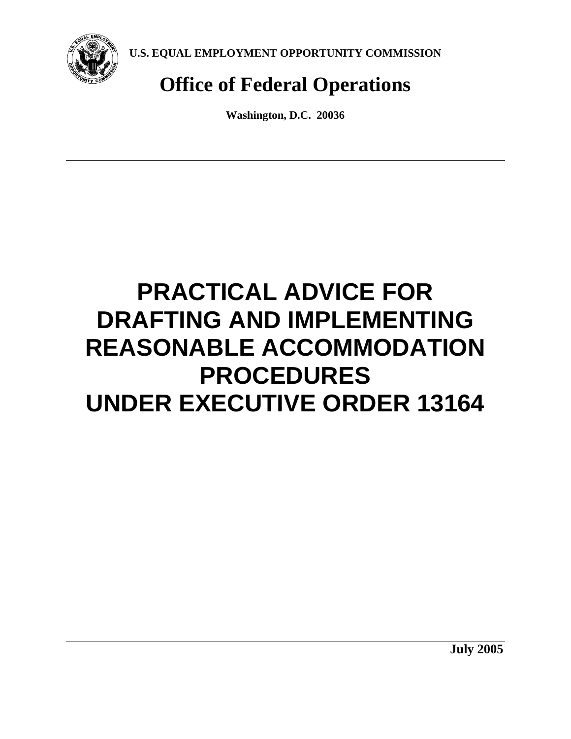**U.S. EQUAL EMPLOYMENT OPPORTUNITY COMMISSION**

## Office of Federal Operations

**Washington, D.C. 20036**

---

# PRACTICAL ADVICE FOR DRAFTING AND IMPLEMENTING REASONABLE ACCOMMODATION PROCEDURES UNDER EXECUTIVE ORDER 13164

---

**July 2005**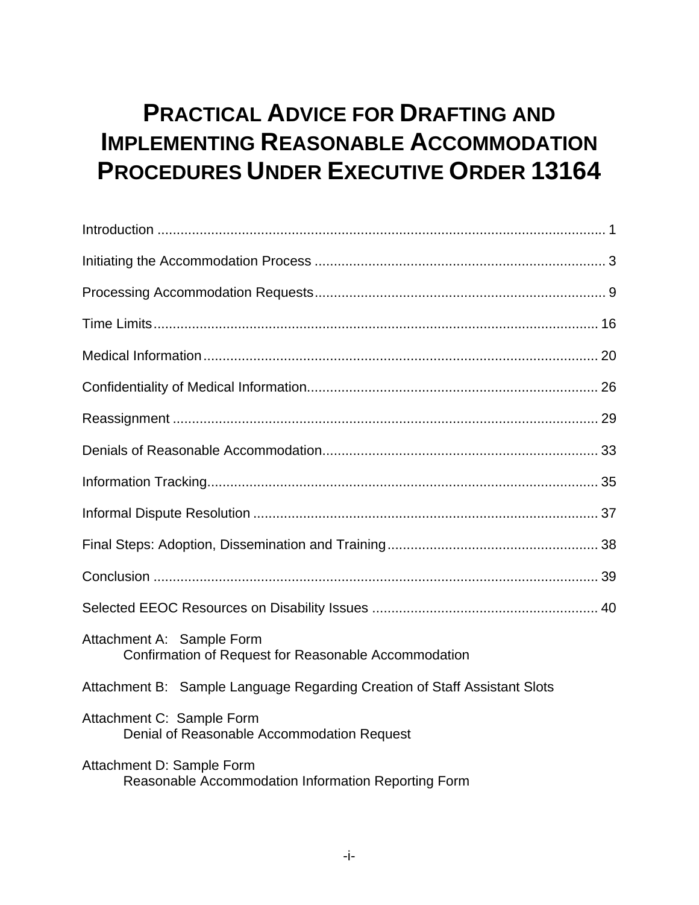# PRACTICAL ADVICE FOR DRAFTING AND IMPLEMENTING REASONABLE ACCOMMODATION PROCEDURES UNDER EXECUTIVE ORDER 13164

Introduction .................................................................................................................... 1

Initiating the Accommodation Process ........................................................................... 3

Processing Accommodation Requests........................................................................... 9

Time Limits.................................................................................................................... 16

Medical Information...................................................................................................... 20

Confidentiality of Medical Information........................................................................... 26

Reassignment .............................................................................................................. 29

Denials of Reasonable Accommodation....................................................................... 33

Information Tracking..................................................................................................... 35

Informal Dispute Resolution ......................................................................................... 37

Final Steps: Adoption, Dissemination and Training....................................................... 38

Conclusion ................................................................................................................... 39

Selected EEOC Resources on Disability Issues .......................................................... 40

Attachment A: Sample Form
Confirmation of Request for Reasonable Accommodation

Attachment B: Sample Language Regarding Creation of Staff Assistant Slots

Attachment C: Sample Form
Denial of Reasonable Accommodation Request

Attachment D: Sample Form
Reasonable Accommodation Information Reporting Form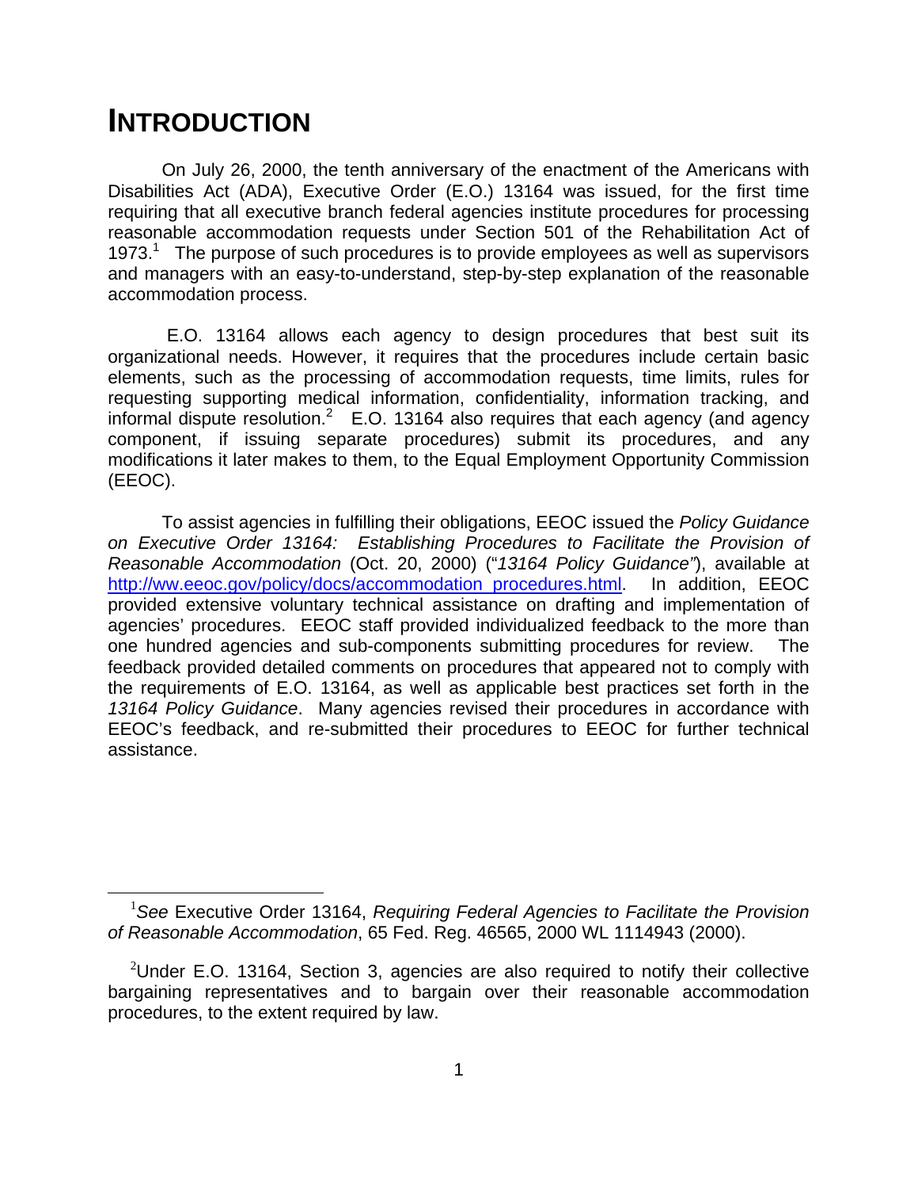# INTRODUCTION

On July 26, 2000, the tenth anniversary of the enactment of the Americans with Disabilities Act (ADA), Executive Order (E.O.) 13164 was issued, for the first time requiring that all executive branch federal agencies institute procedures for processing reasonable accommodation requests under Section 501 of the Rehabilitation Act of 1973.[1] The purpose of such procedures is to provide employees as well as supervisors and managers with an easy-to-understand, step-by-step explanation of the reasonable accommodation process.

E.O. 13164 allows each agency to design procedures that best suit its organizational needs. However, it requires that the procedures include certain basic elements, such as the processing of accommodation requests, time limits, rules for requesting supporting medical information, confidentiality, information tracking, and informal dispute resolution.[2] E.O. 13164 also requires that each agency (and agency component, if issuing separate procedures) submit its procedures, and any modifications it later makes to them, to the Equal Employment Opportunity Commission (EEOC).

To assist agencies in fulfilling their obligations, EEOC issued the *Policy Guidance on Executive Order 13164: Establishing Procedures to Facilitate the Provision of Reasonable Accommodation* (Oct. 20, 2000) ("*13164 Policy Guidance*"), available at [http://ww.eeoc.gov/policy/docs/accommodation_procedures.html](http://ww.eeoc.gov/policy/docs/accommodation_procedures.html). In addition, EEOC provided extensive voluntary technical assistance on drafting and implementation of agencies' procedures. EEOC staff provided individualized feedback to the more than one hundred agencies and sub-components submitting procedures for review. The feedback provided detailed comments on procedures that appeared not to comply with the requirements of E.O. 13164, as well as applicable best practices set forth in the *13164 Policy Guidance*. Many agencies revised their procedures in accordance with EEOC's feedback, and re-submitted their procedures to EEOC for further technical assistance.

---

[1] *See* Executive Order 13164, *Requiring Federal Agencies to Facilitate the Provision of Reasonable Accommodation*, 65 Fed. Reg. 46565, 2000 WL 1114943 (2000).

[2] Under E.O. 13164, Section 3, agencies are also required to notify their collective bargaining representatives and to bargain over their reasonable accommodation procedures, to the extent required by law.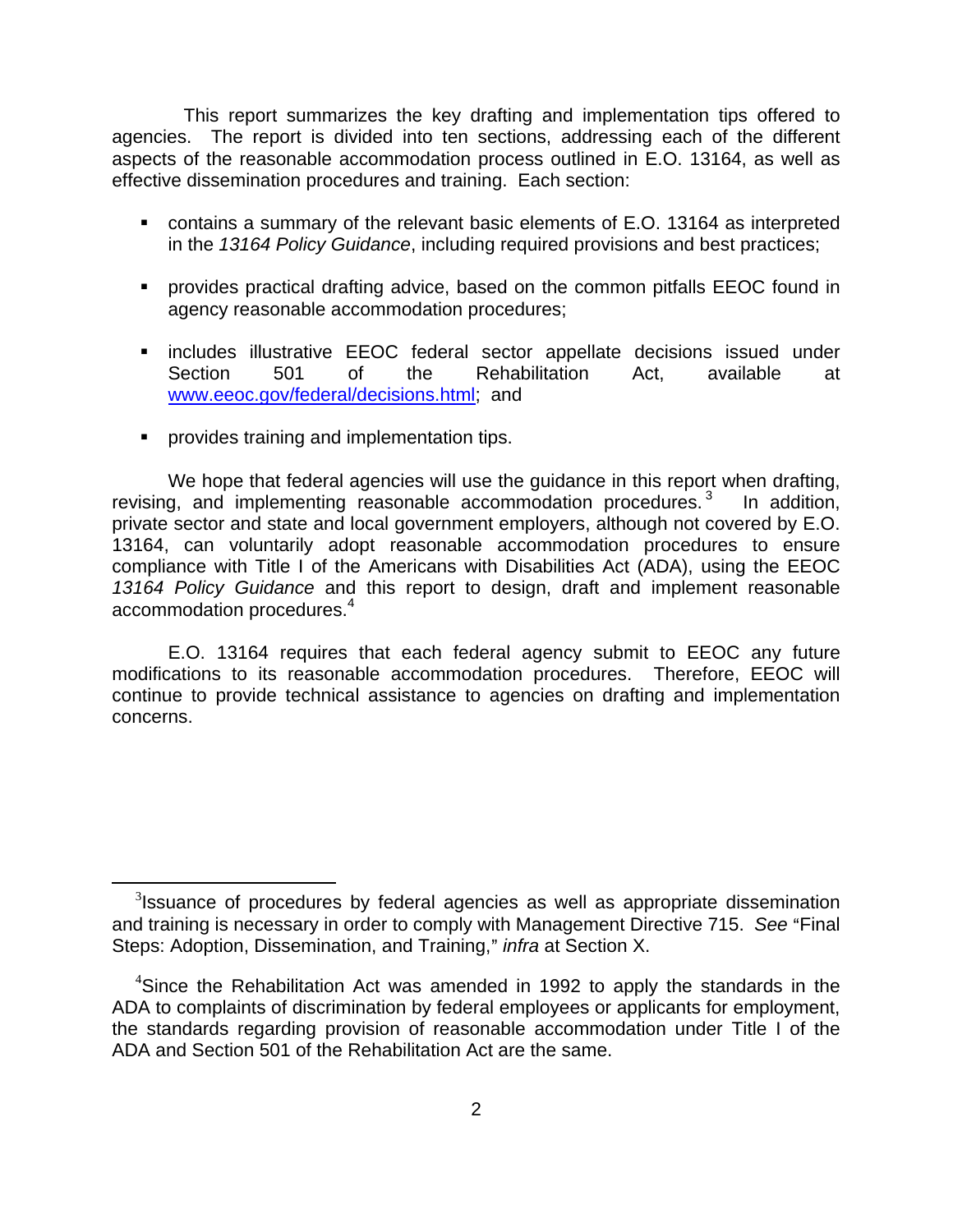This report summarizes the key drafting and implementation tips offered to agencies. The report is divided into ten sections, addressing each of the different aspects of the reasonable accommodation process outlined in E.O. 13164, as well as effective dissemination procedures and training. Each section:

- contains a summary of the relevant basic elements of E.O. 13164 as interpreted in the *13164 Policy Guidance*, including required provisions and best practices;
- provides practical drafting advice, based on the common pitfalls EEOC found in agency reasonable accommodation procedures;
- includes illustrative EEOC federal sector appellate decisions issued under Section 501 of the Rehabilitation Act, available at www.eeoc.gov/federal/decisions.html; and
- provides training and implementation tips.

We hope that federal agencies will use the guidance in this report when drafting, revising, and implementing reasonable accommodation procedures.[3] In addition, private sector and state and local government employers, although not covered by E.O. 13164, can voluntarily adopt reasonable accommodation procedures to ensure compliance with Title I of the Americans with Disabilities Act (ADA), using the EEOC *13164 Policy Guidance* and this report to design, draft and implement reasonable accommodation procedures.[4]

E.O. 13164 requires that each federal agency submit to EEOC any future modifications to its reasonable accommodation procedures. Therefore, EEOC will continue to provide technical assistance to agencies on drafting and implementation concerns.

---

[3] Issuance of procedures by federal agencies as well as appropriate dissemination and training is necessary in order to comply with Management Directive 715. *See* "Final Steps: Adoption, Dissemination, and Training," *infra* at Section X.

[4] Since the Rehabilitation Act was amended in 1992 to apply the standards in the ADA to complaints of discrimination by federal employees or applicants for employment, the standards regarding provision of reasonable accommodation under Title I of the ADA and Section 501 of the Rehabilitation Act are the same.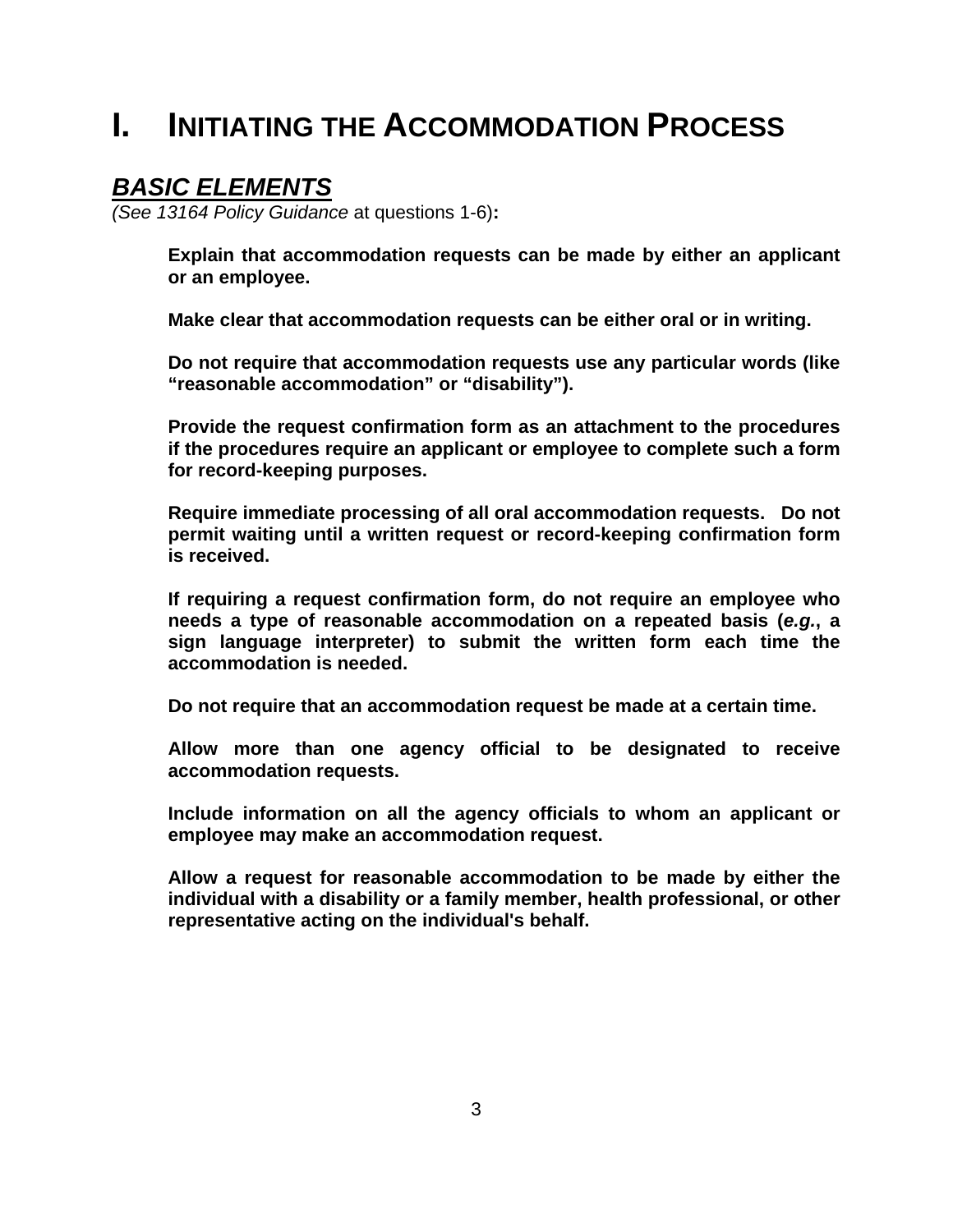# I. INITIATING THE ACCOMMODATION PROCESS

## ***BASIC ELEMENTS***

*(See 13164 Policy Guidance* at questions 1-6)**:**

**Explain that accommodation requests can be made by either an applicant or an employee.**

**Make clear that accommodation requests can be either oral or in writing.**

**Do not require that accommodation requests use any particular words (like "reasonable accommodation" or "disability").**

**Provide the request confirmation form as an attachment to the procedures if the procedures require an applicant or employee to complete such a form for record-keeping purposes.**

**Require immediate processing of all oral accommodation requests. Do not permit waiting until a written request or record-keeping confirmation form is received.**

**If requiring a request confirmation form, do not require an employee who needs a type of reasonable accommodation on a repeated basis (*e.g.*, a sign language interpreter) to submit the written form each time the accommodation is needed.**

**Do not require that an accommodation request be made at a certain time.**

**Allow more than one agency official to be designated to receive accommodation requests.**

**Include information on all the agency officials to whom an applicant or employee may make an accommodation request.**

**Allow a request for reasonable accommodation to be made by either the individual with a disability or a family member, health professional, or other representative acting on the individual's behalf.**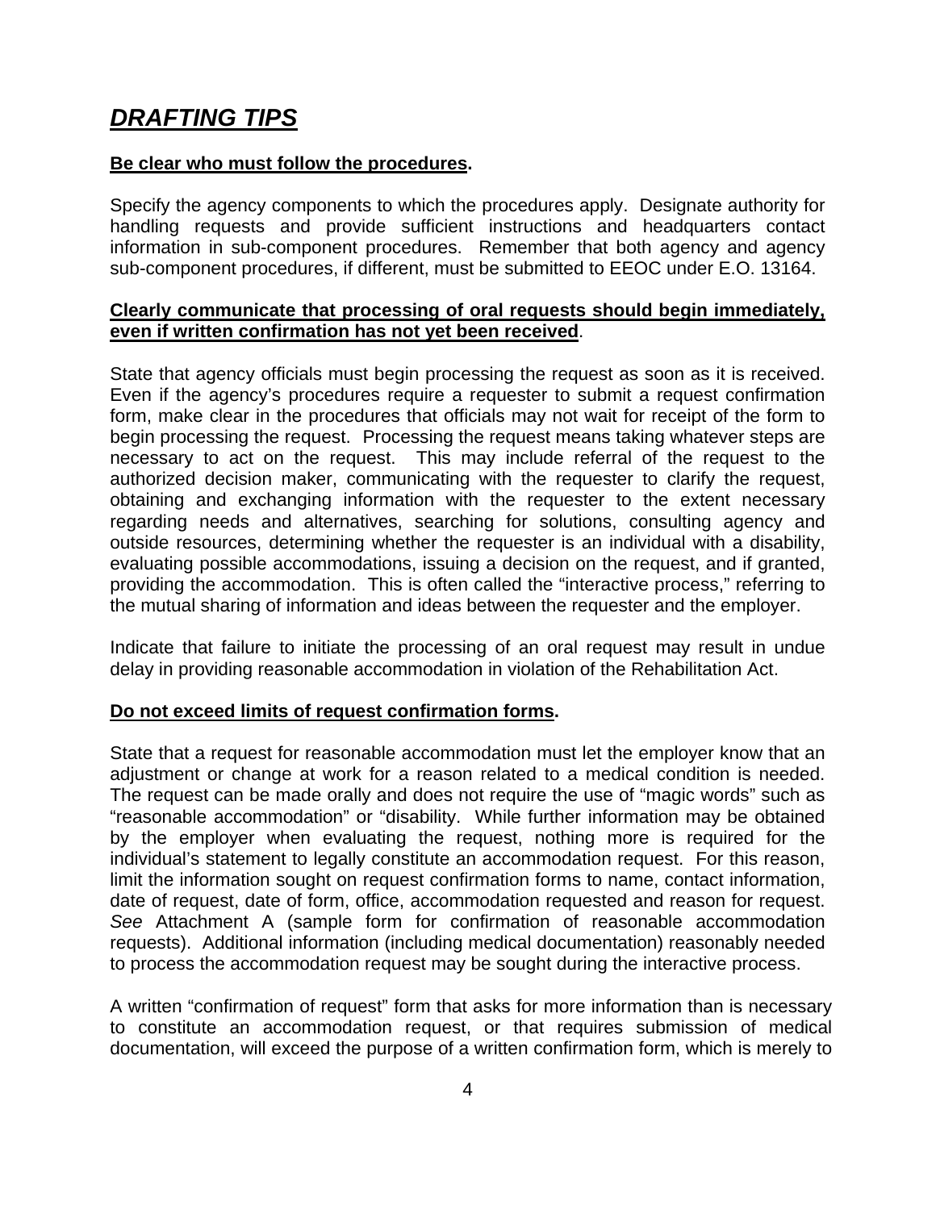## ***DRAFTING TIPS***

**Be clear who must follow the procedures.**

Specify the agency components to which the procedures apply. Designate authority for handling requests and provide sufficient instructions and headquarters contact information in sub-component procedures. Remember that both agency and agency sub-component procedures, if different, must be submitted to EEOC under E.O. 13164.

**Clearly communicate that processing of oral requests should begin immediately, even if written confirmation has not yet been received.**

State that agency officials must begin processing the request as soon as it is received. Even if the agency's procedures require a requester to submit a request confirmation form, make clear in the procedures that officials may not wait for receipt of the form to begin processing the request. Processing the request means taking whatever steps are necessary to act on the request. This may include referral of the request to the authorized decision maker, communicating with the requester to clarify the request, obtaining and exchanging information with the requester to the extent necessary regarding needs and alternatives, searching for solutions, consulting agency and outside resources, determining whether the requester is an individual with a disability, evaluating possible accommodations, issuing a decision on the request, and if granted, providing the accommodation. This is often called the "interactive process," referring to the mutual sharing of information and ideas between the requester and the employer.

Indicate that failure to initiate the processing of an oral request may result in undue delay in providing reasonable accommodation in violation of the Rehabilitation Act.

**Do not exceed limits of request confirmation forms.**

State that a request for reasonable accommodation must let the employer know that an adjustment or change at work for a reason related to a medical condition is needed. The request can be made orally and does not require the use of "magic words" such as "reasonable accommodation" or "disability. While further information may be obtained by the employer when evaluating the request, nothing more is required for the individual's statement to legally constitute an accommodation request. For this reason, limit the information sought on request confirmation forms to name, contact information, date of request, date of form, office, accommodation requested and reason for request. *See* Attachment A (sample form for confirmation of reasonable accommodation requests). Additional information (including medical documentation) reasonably needed to process the accommodation request may be sought during the interactive process.

A written "confirmation of request" form that asks for more information than is necessary to constitute an accommodation request, or that requires submission of medical documentation, will exceed the purpose of a written confirmation form, which is merely to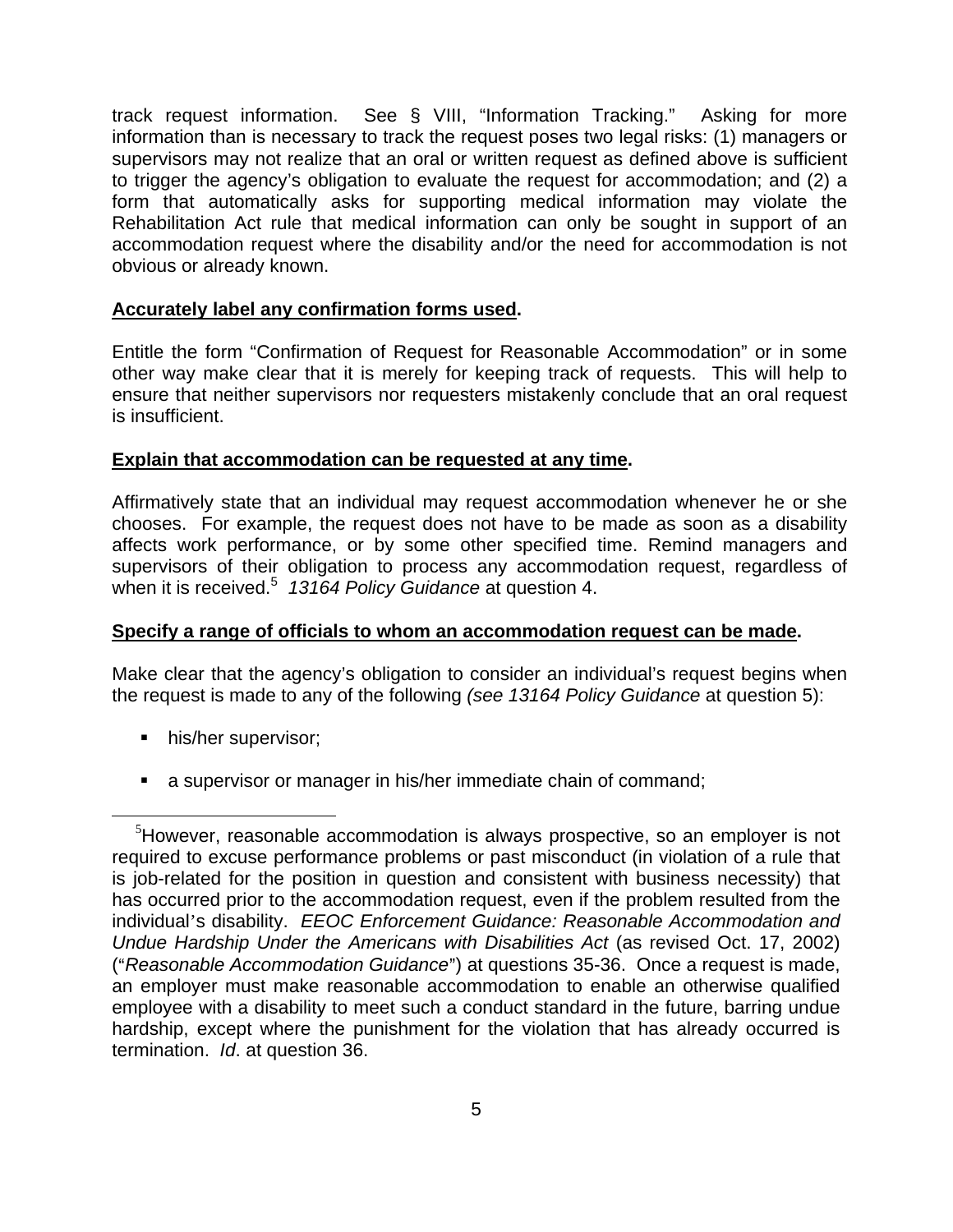track request information. See § VIII, "Information Tracking." Asking for more information than is necessary to track the request poses two legal risks: (1) managers or supervisors may not realize that an oral or written request as defined above is sufficient to trigger the agency's obligation to evaluate the request for accommodation; and (2) a form that automatically asks for supporting medical information may violate the Rehabilitation Act rule that medical information can only be sought in support of an accommodation request where the disability and/or the need for accommodation is not obvious or already known.

**Accurately label any confirmation forms used.**

Entitle the form "Confirmation of Request for Reasonable Accommodation" or in some other way make clear that it is merely for keeping track of requests. This will help to ensure that neither supervisors nor requesters mistakenly conclude that an oral request is insufficient.

**Explain that accommodation can be requested at any time.**

Affirmatively state that an individual may request accommodation whenever he or she chooses. For example, the request does not have to be made as soon as a disability affects work performance, or by some other specified time. Remind managers and supervisors of their obligation to process any accommodation request, regardless of when it is received.[5] *13164 Policy Guidance* at question 4.

**Specify a range of officials to whom an accommodation request can be made.**

Make clear that the agency's obligation to consider an individual's request begins when the request is made to any of the following *(see 13164 Policy Guidance* at question 5):

- his/her supervisor;
- a supervisor or manager in his/her immediate chain of command;

---

[5] However, reasonable accommodation is always prospective, so an employer is not required to excuse performance problems or past misconduct (in violation of a rule that is job-related for the position in question and consistent with business necessity) that has occurred prior to the accommodation request, even if the problem resulted from the individual's disability. *EEOC Enforcement Guidance: Reasonable Accommodation and Undue Hardship Under the Americans with Disabilities Act* (as revised Oct. 17, 2002) ("*Reasonable Accommodation Guidance*") at questions 35-36. Once a request is made, an employer must make reasonable accommodation to enable an otherwise qualified employee with a disability to meet such a conduct standard in the future, barring undue hardship, except where the punishment for the violation that has already occurred is termination. *Id*. at question 36.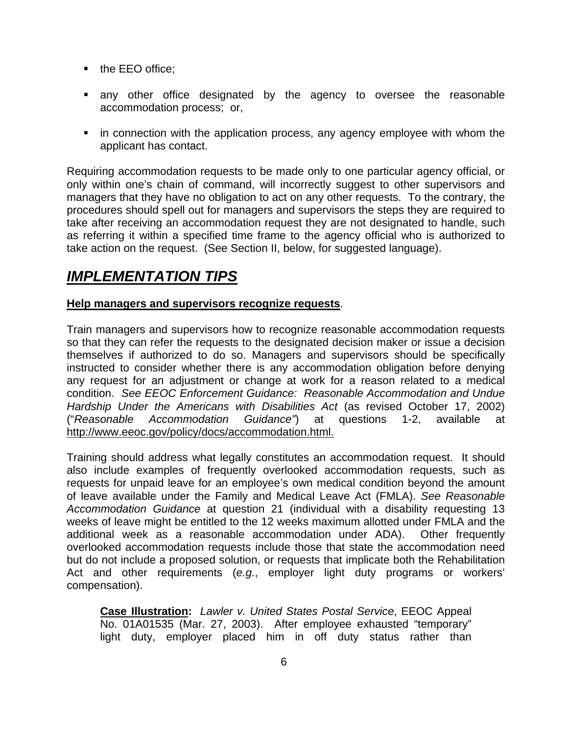- the EEO office;
- any other office designated by the agency to oversee the reasonable accommodation process; or,
- in connection with the application process, any agency employee with whom the applicant has contact.

Requiring accommodation requests to be made only to one particular agency official, or only within one's chain of command, will incorrectly suggest to other supervisors and managers that they have no obligation to act on any other requests. To the contrary, the procedures should spell out for managers and supervisors the steps they are required to take after receiving an accommodation request they are not designated to handle, such as referring it within a specified time frame to the agency official who is authorized to take action on the request. (See Section II, below, for suggested language).

## ***IMPLEMENTATION TIPS***

**Help managers and supervisors recognize requests**.

Train managers and supervisors how to recognize reasonable accommodation requests so that they can refer the requests to the designated decision maker or issue a decision themselves if authorized to do so. Managers and supervisors should be specifically instructed to consider whether there is any accommodation obligation before denying any request for an adjustment or change at work for a reason related to a medical condition. *See EEOC Enforcement Guidance: Reasonable Accommodation and Undue Hardship Under the Americans with Disabilities Act* (as revised October 17, 2002) ("*Reasonable Accommodation Guidance"*) at questions 1-2, available at http://www.eeoc.gov/policy/docs/accommodation.html.

Training should address what legally constitutes an accommodation request. It should also include examples of frequently overlooked accommodation requests, such as requests for unpaid leave for an employee's own medical condition beyond the amount of leave available under the Family and Medical Leave Act (FMLA). *See Reasonable Accommodation Guidance* at question 21 (individual with a disability requesting 13 weeks of leave might be entitled to the 12 weeks maximum allotted under FMLA and the additional week as a reasonable accommodation under ADA). Other frequently overlooked accommodation requests include those that state the accommodation need but do not include a proposed solution, or requests that implicate both the Rehabilitation Act and other requirements (*e.g.*, employer light duty programs or workers' compensation).

> **Case Illustration:** *Lawler v. United States Postal Service*, EEOC Appeal No. 01A01535 (Mar. 27, 2003). After employee exhausted "temporary" light duty, employer placed him in off duty status rather than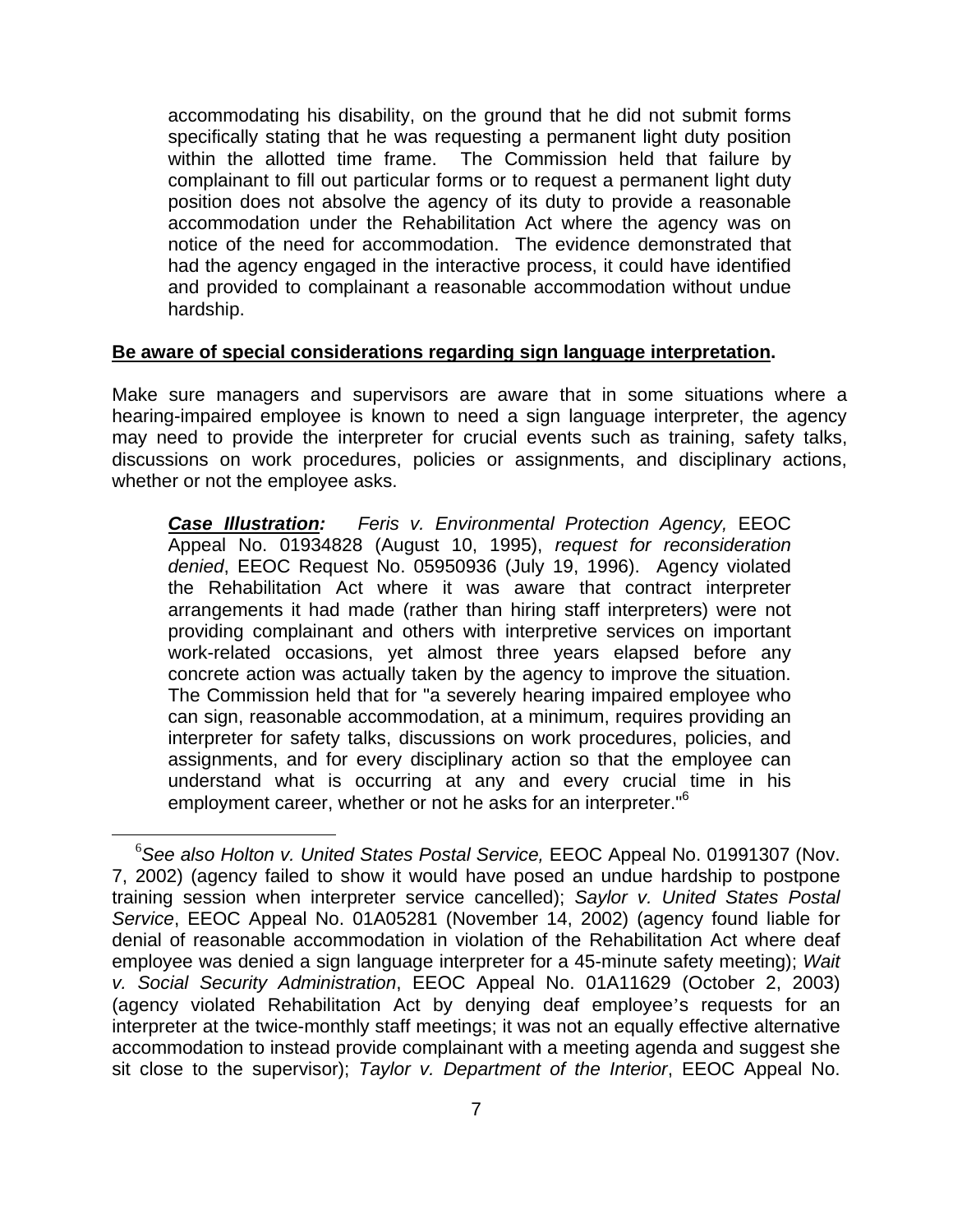accommodating his disability, on the ground that he did not submit forms specifically stating that he was requesting a permanent light duty position within the allotted time frame. The Commission held that failure by complainant to fill out particular forms or to request a permanent light duty position does not absolve the agency of its duty to provide a reasonable accommodation under the Rehabilitation Act where the agency was on notice of the need for accommodation. The evidence demonstrated that had the agency engaged in the interactive process, it could have identified and provided to complainant a reasonable accommodation without undue hardship.

**Be aware of special considerations regarding sign language interpretation.**

Make sure managers and supervisors are aware that in some situations where a hearing-impaired employee is known to need a sign language interpreter, the agency may need to provide the interpreter for crucial events such as training, safety talks, discussions on work procedures, policies or assignments, and disciplinary actions, whether or not the employee asks.

> ***Case Illustration:*** *Feris v. Environmental Protection Agency,* EEOC Appeal No. 01934828 (August 10, 1995), *request for reconsideration denied*, EEOC Request No. 05950936 (July 19, 1996). Agency violated the Rehabilitation Act where it was aware that contract interpreter arrangements it had made (rather than hiring staff interpreters) were not providing complainant and others with interpretive services on important work-related occasions, yet almost three years elapsed before any concrete action was actually taken by the agency to improve the situation. The Commission held that for "a severely hearing impaired employee who can sign, reasonable accommodation, at a minimum, requires providing an interpreter for safety talks, discussions on work procedures, policies, and assignments, and for every disciplinary action so that the employee can understand what is occurring at any and every crucial time in his employment career, whether or not he asks for an interpreter."[6]

---

[6]*See also Holton v. United States Postal Service,* EEOC Appeal No. 01991307 (Nov. 7, 2002) (agency failed to show it would have posed an undue hardship to postpone training session when interpreter service cancelled); *Saylor v. United States Postal Service*, EEOC Appeal No. 01A05281 (November 14, 2002) (agency found liable for denial of reasonable accommodation in violation of the Rehabilitation Act where deaf employee was denied a sign language interpreter for a 45-minute safety meeting); *Wait v. Social Security Administration*, EEOC Appeal No. 01A11629 (October 2, 2003) (agency violated Rehabilitation Act by denying deaf employee's requests for an interpreter at the twice-monthly staff meetings; it was not an equally effective alternative accommodation to instead provide complainant with a meeting agenda and suggest she sit close to the supervisor); *Taylor v. Department of the Interior*, EEOC Appeal No.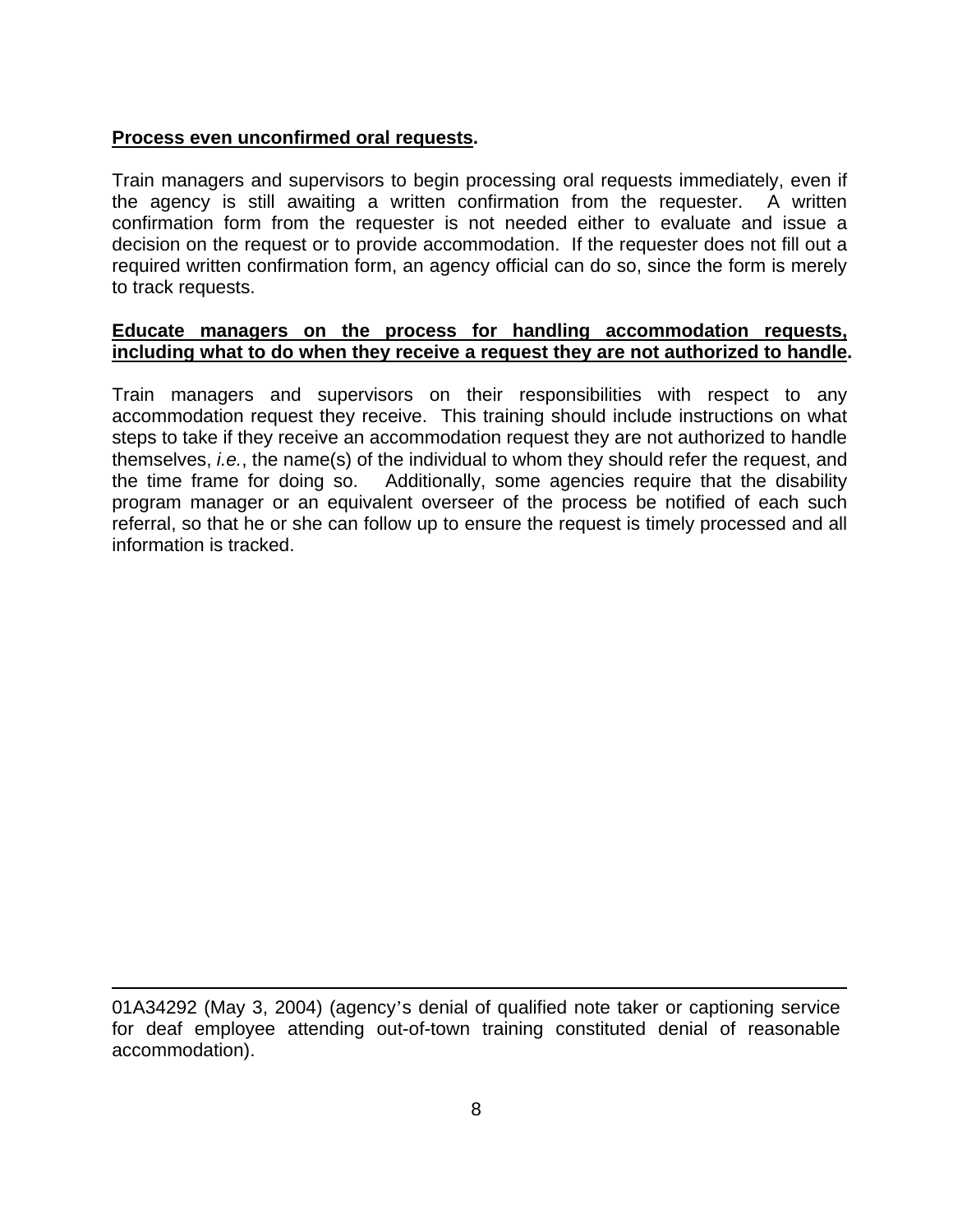**Process even unconfirmed oral requests.**

Train managers and supervisors to begin processing oral requests immediately, even if the agency is still awaiting a written confirmation from the requester. A written confirmation form from the requester is not needed either to evaluate and issue a decision on the request or to provide accommodation. If the requester does not fill out a required written confirmation form, an agency official can do so, since the form is merely to track requests.

**Educate managers on the process for handling accommodation requests, including what to do when they receive a request they are not authorized to handle.**

Train managers and supervisors on their responsibilities with respect to any accommodation request they receive. This training should include instructions on what steps to take if they receive an accommodation request they are not authorized to handle themselves, *i.e.*, the name(s) of the individual to whom they should refer the request, and the time frame for doing so. Additionally, some agencies require that the disability program manager or an equivalent overseer of the process be notified of each such referral, so that he or she can follow up to ensure the request is timely processed and all information is tracked.

---

01A34292 (May 3, 2004) (agency's denial of qualified note taker or captioning service for deaf employee attending out-of-town training constituted denial of reasonable accommodation).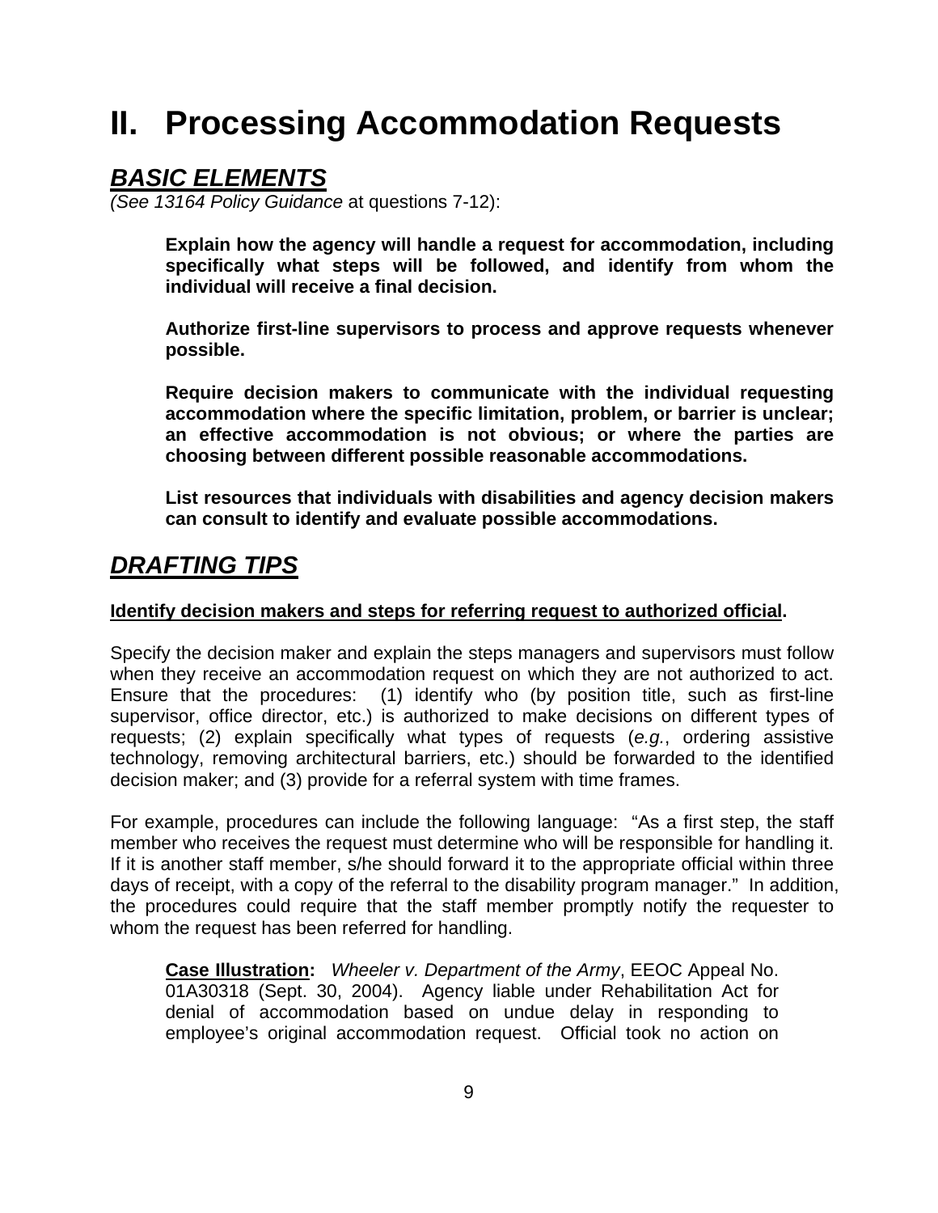# II. Processing Accommodation Requests

## ***BASIC ELEMENTS***

*(See 13164 Policy Guidance* at questions 7-12):

> **Explain how the agency will handle a request for accommodation, including specifically what steps will be followed, and identify from whom the individual will receive a final decision.**
>
> **Authorize first-line supervisors to process and approve requests whenever possible.**
>
> **Require decision makers to communicate with the individual requesting accommodation where the specific limitation, problem, or barrier is unclear; an effective accommodation is not obvious; or where the parties are choosing between different possible reasonable accommodations.**
>
> **List resources that individuals with disabilities and agency decision makers can consult to identify and evaluate possible accommodations.**

## ***DRAFTING TIPS***

**Identify decision makers and steps for referring request to authorized official.**

Specify the decision maker and explain the steps managers and supervisors must follow when they receive an accommodation request on which they are not authorized to act. Ensure that the procedures: (1) identify who (by position title, such as first-line supervisor, office director, etc.) is authorized to make decisions on different types of requests; (2) explain specifically what types of requests (*e.g.*, ordering assistive technology, removing architectural barriers, etc.) should be forwarded to the identified decision maker; and (3) provide for a referral system with time frames.

For example, procedures can include the following language: "As a first step, the staff member who receives the request must determine who will be responsible for handling it. If it is another staff member, s/he should forward it to the appropriate official within three days of receipt, with a copy of the referral to the disability program manager." In addition, the procedures could require that the staff member promptly notify the requester to whom the request has been referred for handling.

> **Case Illustration:** *Wheeler v. Department of the Army*, EEOC Appeal No. 01A30318 (Sept. 30, 2004). Agency liable under Rehabilitation Act for denial of accommodation based on undue delay in responding to employee's original accommodation request. Official took no action on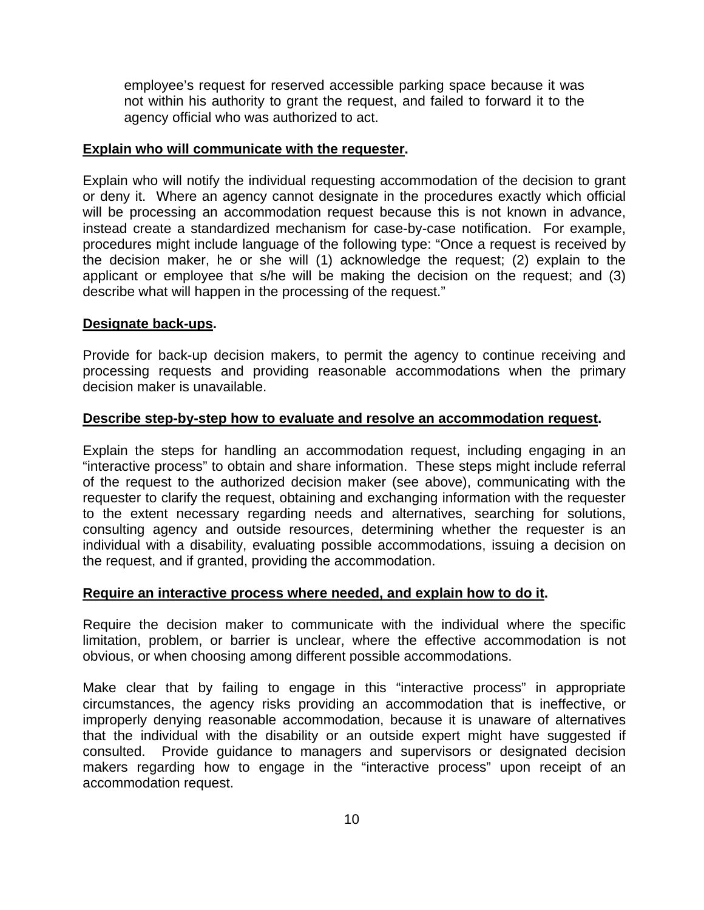employee's request for reserved accessible parking space because it was not within his authority to grant the request, and failed to forward it to the agency official who was authorized to act.

**Explain who will communicate with the requester.**

Explain who will notify the individual requesting accommodation of the decision to grant or deny it. Where an agency cannot designate in the procedures exactly which official will be processing an accommodation request because this is not known in advance, instead create a standardized mechanism for case-by-case notification. For example, procedures might include language of the following type: "Once a request is received by the decision maker, he or she will (1) acknowledge the request; (2) explain to the applicant or employee that s/he will be making the decision on the request; and (3) describe what will happen in the processing of the request."

**Designate back-ups.**

Provide for back-up decision makers, to permit the agency to continue receiving and processing requests and providing reasonable accommodations when the primary decision maker is unavailable.

**Describe step-by-step how to evaluate and resolve an accommodation request.**

Explain the steps for handling an accommodation request, including engaging in an "interactive process" to obtain and share information. These steps might include referral of the request to the authorized decision maker (see above), communicating with the requester to clarify the request, obtaining and exchanging information with the requester to the extent necessary regarding needs and alternatives, searching for solutions, consulting agency and outside resources, determining whether the requester is an individual with a disability, evaluating possible accommodations, issuing a decision on the request, and if granted, providing the accommodation.

**Require an interactive process where needed, and explain how to do it.**

Require the decision maker to communicate with the individual where the specific limitation, problem, or barrier is unclear, where the effective accommodation is not obvious, or when choosing among different possible accommodations.

Make clear that by failing to engage in this "interactive process" in appropriate circumstances, the agency risks providing an accommodation that is ineffective, or improperly denying reasonable accommodation, because it is unaware of alternatives that the individual with the disability or an outside expert might have suggested if consulted. Provide guidance to managers and supervisors or designated decision makers regarding how to engage in the "interactive process" upon receipt of an accommodation request.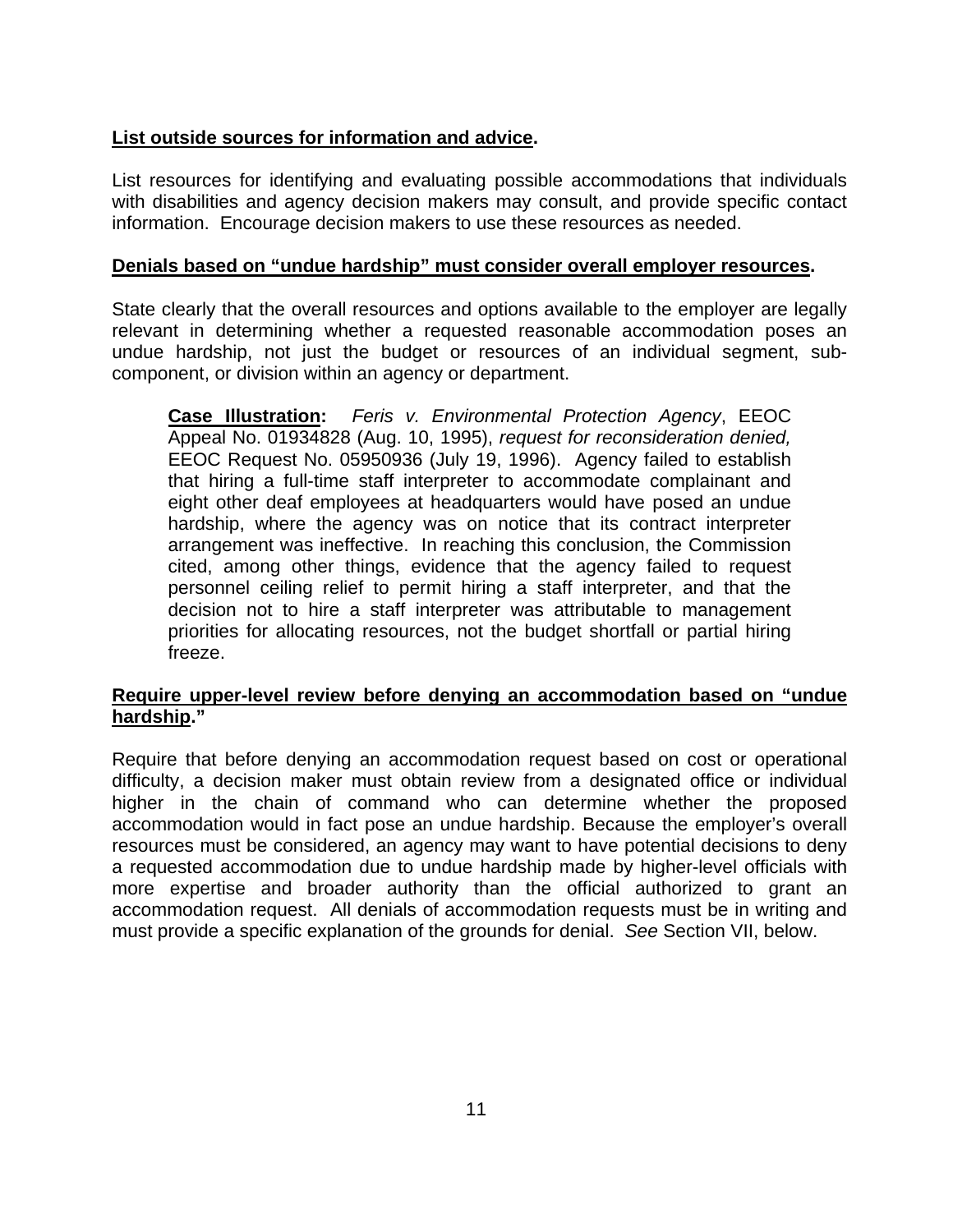**List outside sources for information and advice.**

List resources for identifying and evaluating possible accommodations that individuals with disabilities and agency decision makers may consult, and provide specific contact information. Encourage decision makers to use these resources as needed.

**Denials based on "undue hardship" must consider overall employer resources.**

State clearly that the overall resources and options available to the employer are legally relevant in determining whether a requested reasonable accommodation poses an undue hardship, not just the budget or resources of an individual segment, sub-component, or division within an agency or department.

> **Case Illustration:** *Feris v. Environmental Protection Agency*, EEOC Appeal No. 01934828 (Aug. 10, 1995), *request for reconsideration denied,* EEOC Request No. 05950936 (July 19, 1996). Agency failed to establish that hiring a full-time staff interpreter to accommodate complainant and eight other deaf employees at headquarters would have posed an undue hardship, where the agency was on notice that its contract interpreter arrangement was ineffective. In reaching this conclusion, the Commission cited, among other things, evidence that the agency failed to request personnel ceiling relief to permit hiring a staff interpreter, and that the decision not to hire a staff interpreter was attributable to management priorities for allocating resources, not the budget shortfall or partial hiring freeze.

**Require upper-level review before denying an accommodation based on "undue hardship."**

Require that before denying an accommodation request based on cost or operational difficulty, a decision maker must obtain review from a designated office or individual higher in the chain of command who can determine whether the proposed accommodation would in fact pose an undue hardship. Because the employer's overall resources must be considered, an agency may want to have potential decisions to deny a requested accommodation due to undue hardship made by higher-level officials with more expertise and broader authority than the official authorized to grant an accommodation request. All denials of accommodation requests must be in writing and must provide a specific explanation of the grounds for denial. *See* Section VII, below.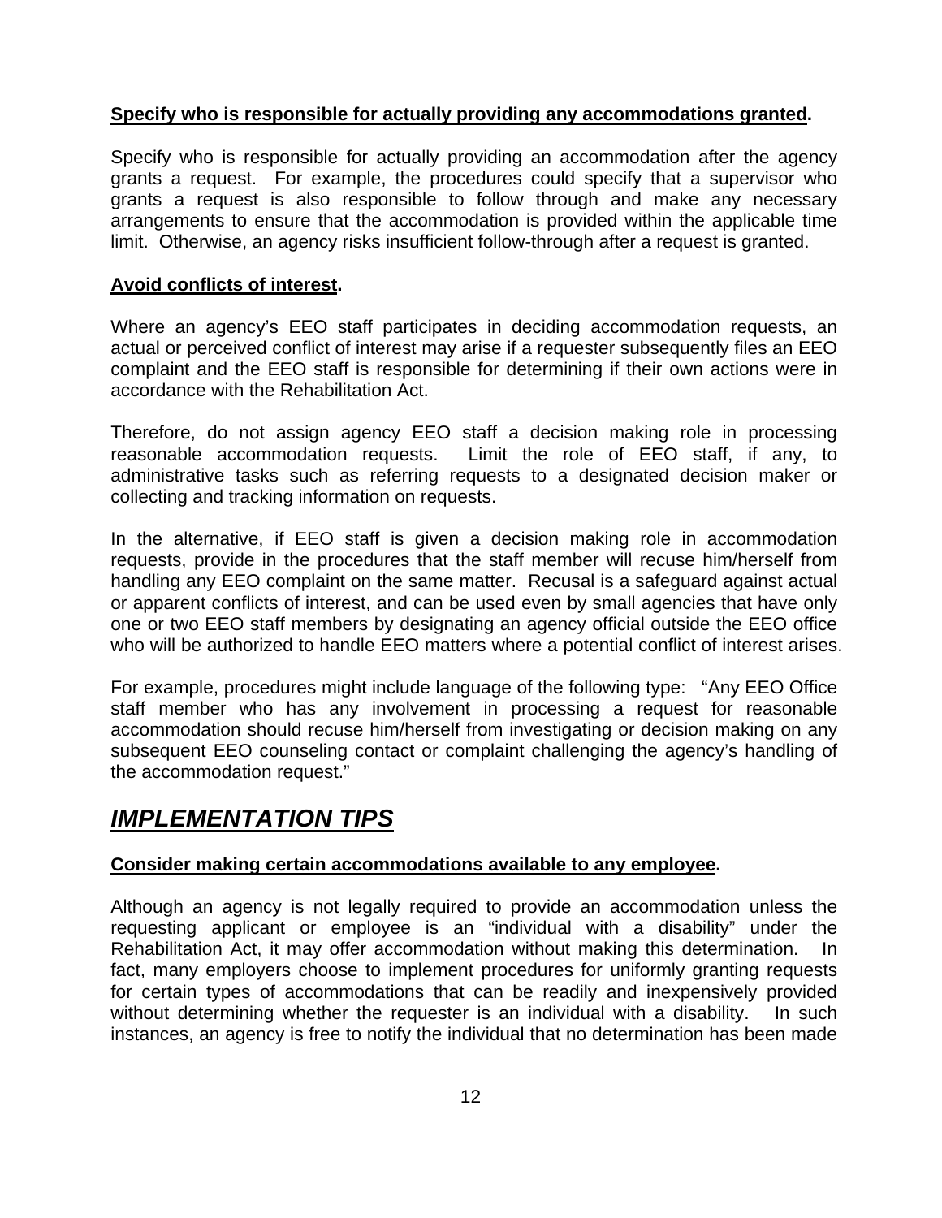**<u>Specify who is responsible for actually providing any accommodations granted</u>.**

Specify who is responsible for actually providing an accommodation after the agency grants a request. For example, the procedures could specify that a supervisor who grants a request is also responsible to follow through and make any necessary arrangements to ensure that the accommodation is provided within the applicable time limit. Otherwise, an agency risks insufficient follow-through after a request is granted.

**<u>Avoid conflicts of interest</u>.**

Where an agency's EEO staff participates in deciding accommodation requests, an actual or perceived conflict of interest may arise if a requester subsequently files an EEO complaint and the EEO staff is responsible for determining if their own actions were in accordance with the Rehabilitation Act.

Therefore, do not assign agency EEO staff a decision making role in processing reasonable accommodation requests. Limit the role of EEO staff, if any, to administrative tasks such as referring requests to a designated decision maker or collecting and tracking information on requests.

In the alternative, if EEO staff is given a decision making role in accommodation requests, provide in the procedures that the staff member will recuse him/herself from handling any EEO complaint on the same matter. Recusal is a safeguard against actual or apparent conflicts of interest, and can be used even by small agencies that have only one or two EEO staff members by designating an agency official outside the EEO office who will be authorized to handle EEO matters where a potential conflict of interest arises.

For example, procedures might include language of the following type: "Any EEO Office staff member who has any involvement in processing a request for reasonable accommodation should recuse him/herself from investigating or decision making on any subsequent EEO counseling contact or complaint challenging the agency's handling of the accommodation request."

## ***<u>IMPLEMENTATION TIPS</u>***

**<u>Consider making certain accommodations available to any employee</u>.**

Although an agency is not legally required to provide an accommodation unless the requesting applicant or employee is an "individual with a disability" under the Rehabilitation Act, it may offer accommodation without making this determination. In fact, many employers choose to implement procedures for uniformly granting requests for certain types of accommodations that can be readily and inexpensively provided without determining whether the requester is an individual with a disability. In such instances, an agency is free to notify the individual that no determination has been made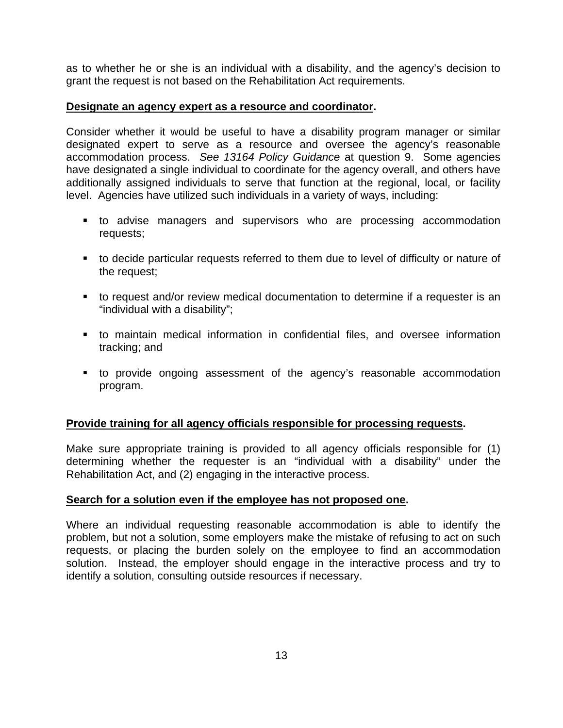as to whether he or she is an individual with a disability, and the agency's decision to grant the request is not based on the Rehabilitation Act requirements.

**Designate an agency expert as a resource and coordinator.**

Consider whether it would be useful to have a disability program manager or similar designated expert to serve as a resource and oversee the agency's reasonable accommodation process. *See 13164 Policy Guidance* at question 9. Some agencies have designated a single individual to coordinate for the agency overall, and others have additionally assigned individuals to serve that function at the regional, local, or facility level. Agencies have utilized such individuals in a variety of ways, including:

- to advise managers and supervisors who are processing accommodation requests;
- to decide particular requests referred to them due to level of difficulty or nature of the request;
- to request and/or review medical documentation to determine if a requester is an "individual with a disability";
- to maintain medical information in confidential files, and oversee information tracking; and
- to provide ongoing assessment of the agency's reasonable accommodation program.

**Provide training for all agency officials responsible for processing requests.**

Make sure appropriate training is provided to all agency officials responsible for (1) determining whether the requester is an "individual with a disability" under the Rehabilitation Act, and (2) engaging in the interactive process.

**Search for a solution even if the employee has not proposed one.**

Where an individual requesting reasonable accommodation is able to identify the problem, but not a solution, some employers make the mistake of refusing to act on such requests, or placing the burden solely on the employee to find an accommodation solution. Instead, the employer should engage in the interactive process and try to identify a solution, consulting outside resources if necessary.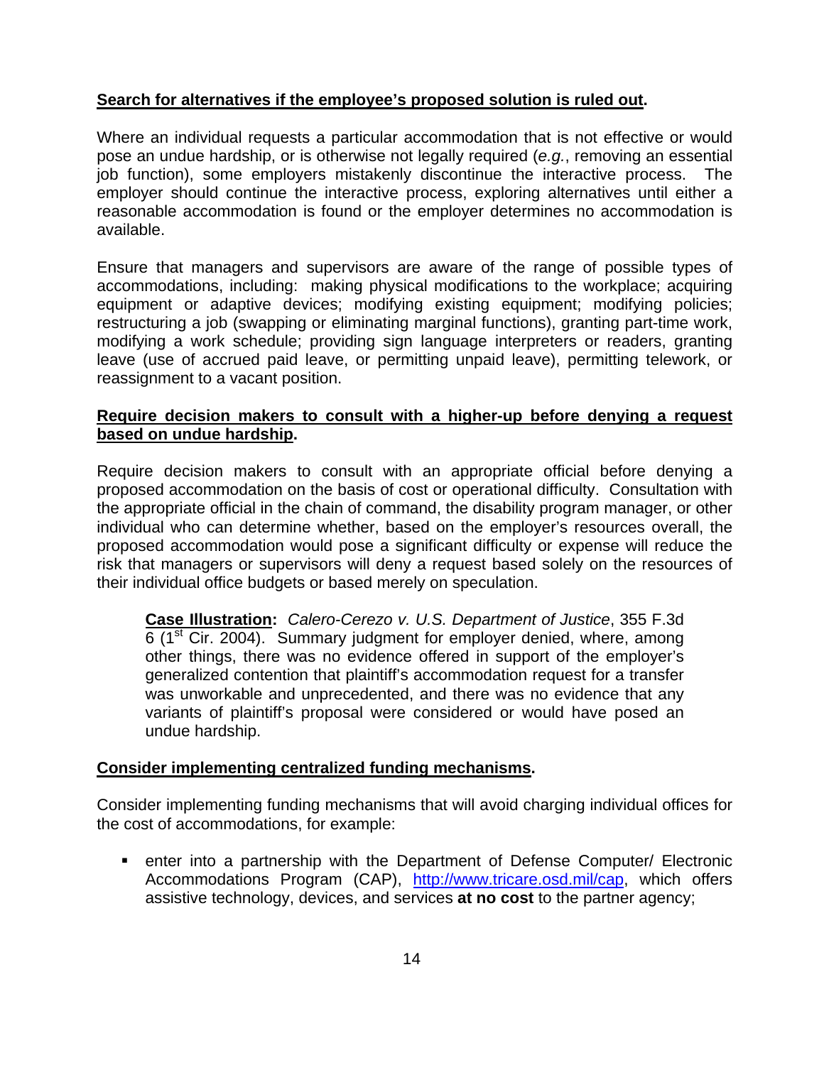**Search for alternatives if the employee's proposed solution is ruled out.**

Where an individual requests a particular accommodation that is not effective or would pose an undue hardship, or is otherwise not legally required (*e.g.*, removing an essential job function), some employers mistakenly discontinue the interactive process. The employer should continue the interactive process, exploring alternatives until either a reasonable accommodation is found or the employer determines no accommodation is available.

Ensure that managers and supervisors are aware of the range of possible types of accommodations, including: making physical modifications to the workplace; acquiring equipment or adaptive devices; modifying existing equipment; modifying policies; restructuring a job (swapping or eliminating marginal functions), granting part-time work, modifying a work schedule; providing sign language interpreters or readers, granting leave (use of accrued paid leave, or permitting unpaid leave), permitting telework, or reassignment to a vacant position.

**Require decision makers to consult with a higher-up before denying a request based on undue hardship.**

Require decision makers to consult with an appropriate official before denying a proposed accommodation on the basis of cost or operational difficulty. Consultation with the appropriate official in the chain of command, the disability program manager, or other individual who can determine whether, based on the employer's resources overall, the proposed accommodation would pose a significant difficulty or expense will reduce the risk that managers or supervisors will deny a request based solely on the resources of their individual office budgets or based merely on speculation.

> **Case Illustration:** *Calero-Cerezo v. U.S. Department of Justice*, 355 F.3d 6 (1st Cir. 2004). Summary judgment for employer denied, where, among other things, there was no evidence offered in support of the employer's generalized contention that plaintiff's accommodation request for a transfer was unworkable and unprecedented, and there was no evidence that any variants of plaintiff's proposal were considered or would have posed an undue hardship.

**Consider implementing centralized funding mechanisms.**

Consider implementing funding mechanisms that will avoid charging individual offices for the cost of accommodations, for example:

- enter into a partnership with the Department of Defense Computer/ Electronic Accommodations Program (CAP), http://www.tricare.osd.mil/cap, which offers assistive technology, devices, and services **at no cost** to the partner agency;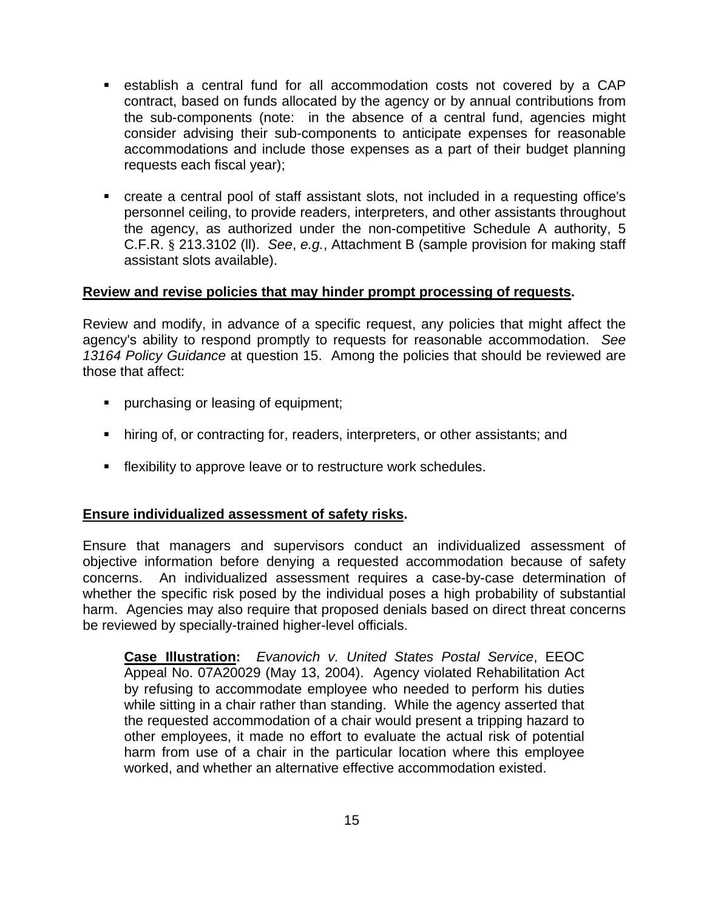- establish a central fund for all accommodation costs not covered by a CAP contract, based on funds allocated by the agency or by annual contributions from the sub-components (note: in the absence of a central fund, agencies might consider advising their sub-components to anticipate expenses for reasonable accommodations and include those expenses as a part of their budget planning requests each fiscal year);

- create a central pool of staff assistant slots, not included in a requesting office's personnel ceiling, to provide readers, interpreters, and other assistants throughout the agency, as authorized under the non-competitive Schedule A authority, 5 C.F.R. § 213.3102 (ll). *See*, *e.g.*, Attachment B (sample provision for making staff assistant slots available).

**<u>Review and revise policies that may hinder prompt processing of requests</u>.**

Review and modify, in advance of a specific request, any policies that might affect the agency's ability to respond promptly to requests for reasonable accommodation. *See 13164 Policy Guidance* at question 15. Among the policies that should be reviewed are those that affect:

- purchasing or leasing of equipment;

- hiring of, or contracting for, readers, interpreters, or other assistants; and

- flexibility to approve leave or to restructure work schedules.

**<u>Ensure individualized assessment of safety risks</u>.**

Ensure that managers and supervisors conduct an individualized assessment of objective information before denying a requested accommodation because of safety concerns. An individualized assessment requires a case-by-case determination of whether the specific risk posed by the individual poses a high probability of substantial harm. Agencies may also require that proposed denials based on direct threat concerns be reviewed by specially-trained higher-level officials.

> **<u>Case Illustration</u>:** *Evanovich v. United States Postal Service*, EEOC Appeal No. 07A20029 (May 13, 2004). Agency violated Rehabilitation Act by refusing to accommodate employee who needed to perform his duties while sitting in a chair rather than standing. While the agency asserted that the requested accommodation of a chair would present a tripping hazard to other employees, it made no effort to evaluate the actual risk of potential harm from use of a chair in the particular location where this employee worked, and whether an alternative effective accommodation existed.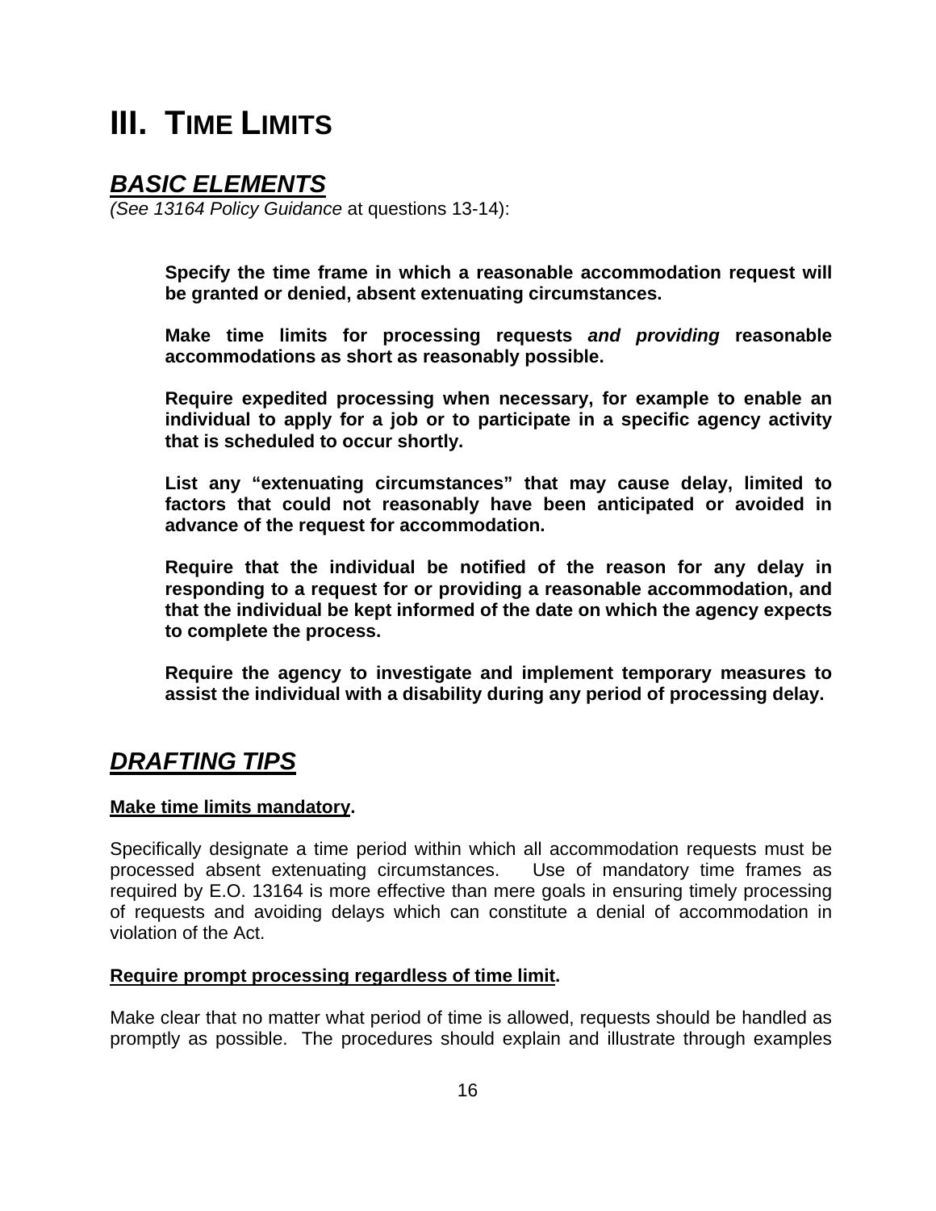# III. Time Limits

## ***BASIC ELEMENTS***

*(See 13164 Policy Guidance* at questions 13-14):

> **Specify the time frame in which a reasonable accommodation request will be granted or denied, absent extenuating circumstances.**
>
> **Make time limits for processing requests *and providing* reasonable accommodations as short as reasonably possible.**
>
> **Require expedited processing when necessary, for example to enable an individual to apply for a job or to participate in a specific agency activity that is scheduled to occur shortly.**
>
> **List any "extenuating circumstances" that may cause delay, limited to factors that could not reasonably have been anticipated or avoided in advance of the request for accommodation.**
>
> **Require that the individual be notified of the reason for any delay in responding to a request for or providing a reasonable accommodation, and that the individual be kept informed of the date on which the agency expects to complete the process.**
>
> **Require the agency to investigate and implement temporary measures to assist the individual with a disability during any period of processing delay.**

## ***DRAFTING TIPS***

**Make time limits mandatory.**

Specifically designate a time period within which all accommodation requests must be processed absent extenuating circumstances. Use of mandatory time frames as required by E.O. 13164 is more effective than mere goals in ensuring timely processing of requests and avoiding delays which can constitute a denial of accommodation in violation of the Act.

**Require prompt processing regardless of time limit.**

Make clear that no matter what period of time is allowed, requests should be handled as promptly as possible. The procedures should explain and illustrate through examples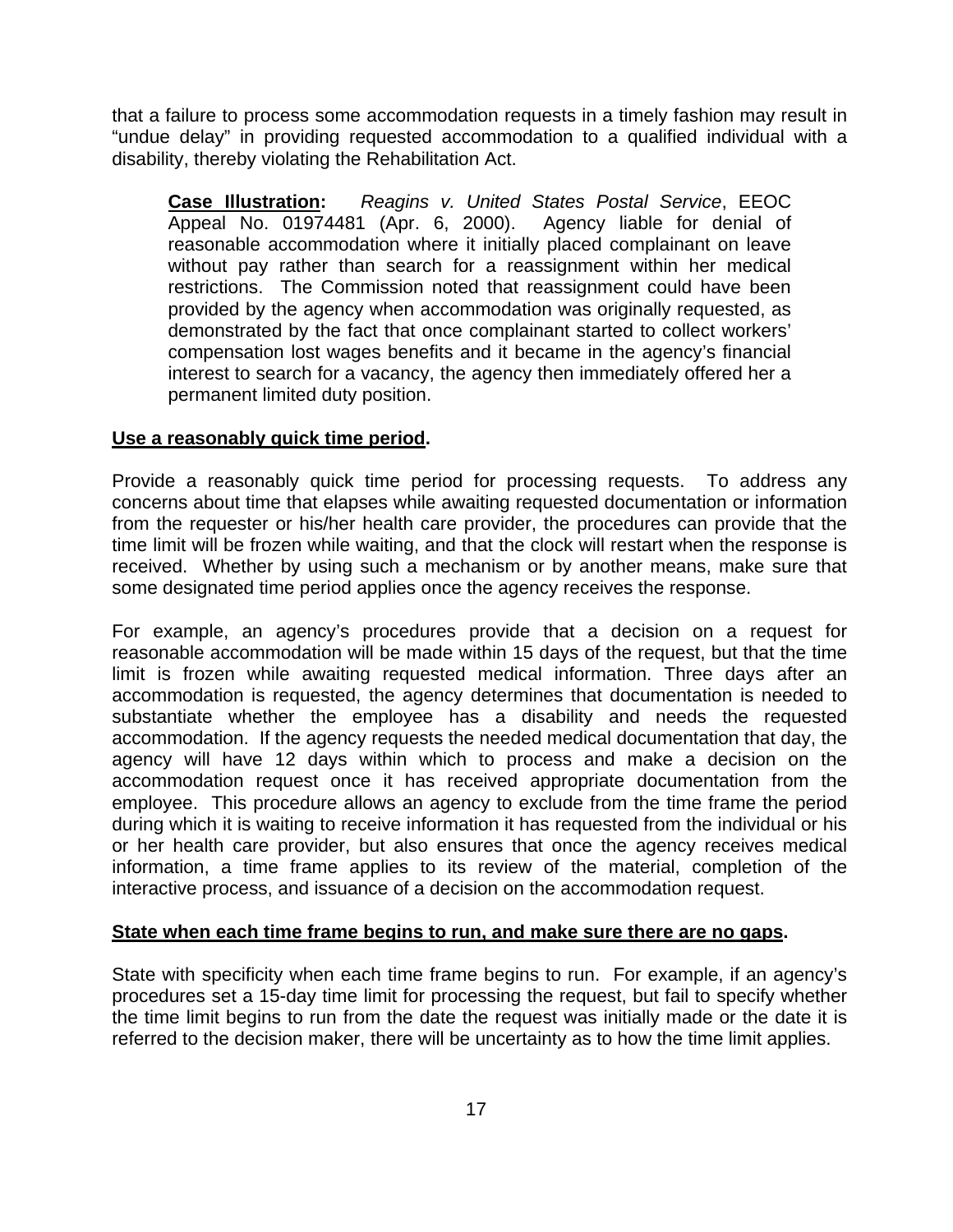that a failure to process some accommodation requests in a timely fashion may result in "undue delay" in providing requested accommodation to a qualified individual with a disability, thereby violating the Rehabilitation Act.

> **Case Illustration:** *Reagins v. United States Postal Service*, EEOC Appeal No. 01974481 (Apr. 6, 2000). Agency liable for denial of reasonable accommodation where it initially placed complainant on leave without pay rather than search for a reassignment within her medical restrictions. The Commission noted that reassignment could have been provided by the agency when accommodation was originally requested, as demonstrated by the fact that once complainant started to collect workers' compensation lost wages benefits and it became in the agency's financial interest to search for a vacancy, the agency then immediately offered her a permanent limited duty position.

**Use a reasonably quick time period.**

Provide a reasonably quick time period for processing requests. To address any concerns about time that elapses while awaiting requested documentation or information from the requester or his/her health care provider, the procedures can provide that the time limit will be frozen while waiting, and that the clock will restart when the response is received. Whether by using such a mechanism or by another means, make sure that some designated time period applies once the agency receives the response.

For example, an agency's procedures provide that a decision on a request for reasonable accommodation will be made within 15 days of the request, but that the time limit is frozen while awaiting requested medical information. Three days after an accommodation is requested, the agency determines that documentation is needed to substantiate whether the employee has a disability and needs the requested accommodation. If the agency requests the needed medical documentation that day, the agency will have 12 days within which to process and make a decision on the accommodation request once it has received appropriate documentation from the employee. This procedure allows an agency to exclude from the time frame the period during which it is waiting to receive information it has requested from the individual or his or her health care provider, but also ensures that once the agency receives medical information, a time frame applies to its review of the material, completion of the interactive process, and issuance of a decision on the accommodation request.

**State when each time frame begins to run, and make sure there are no gaps.**

State with specificity when each time frame begins to run. For example, if an agency's procedures set a 15-day time limit for processing the request, but fail to specify whether the time limit begins to run from the date the request was initially made or the date it is referred to the decision maker, there will be uncertainty as to how the time limit applies.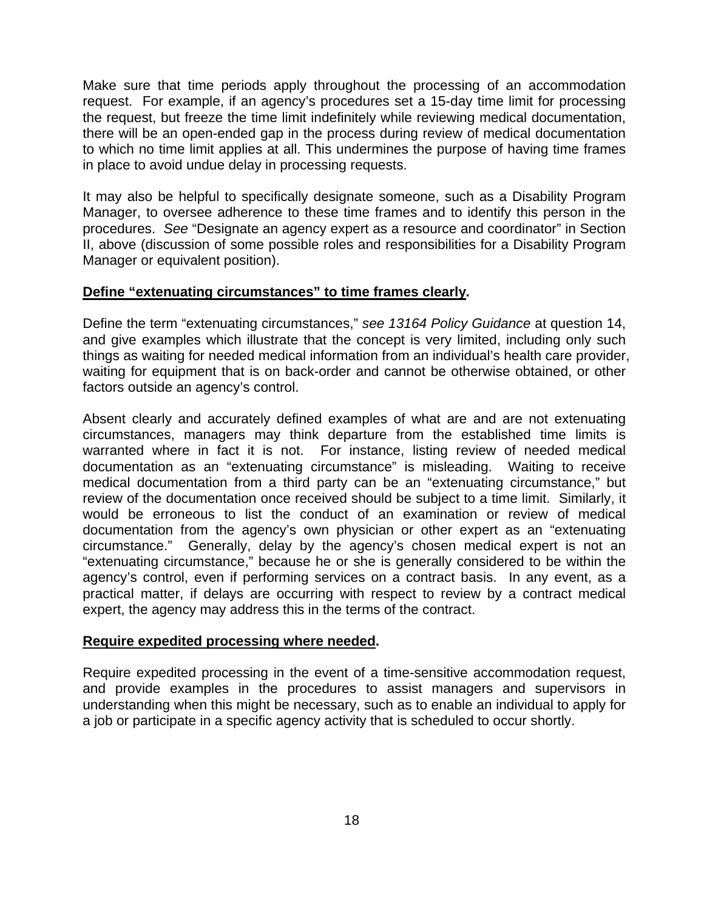Make sure that time periods apply throughout the processing of an accommodation request. For example, if an agency's procedures set a 15-day time limit for processing the request, but freeze the time limit indefinitely while reviewing medical documentation, there will be an open-ended gap in the process during review of medical documentation to which no time limit applies at all. This undermines the purpose of having time frames in place to avoid undue delay in processing requests.

It may also be helpful to specifically designate someone, such as a Disability Program Manager, to oversee adherence to these time frames and to identify this person in the procedures. *See* "Designate an agency expert as a resource and coordinator" in Section II, above (discussion of some possible roles and responsibilities for a Disability Program Manager or equivalent position).

**Define "extenuating circumstances" to time frames clearly.**

Define the term "extenuating circumstances," *see 13164 Policy Guidance* at question 14, and give examples which illustrate that the concept is very limited, including only such things as waiting for needed medical information from an individual's health care provider, waiting for equipment that is on back-order and cannot be otherwise obtained, or other factors outside an agency's control.

Absent clearly and accurately defined examples of what are and are not extenuating circumstances, managers may think departure from the established time limits is warranted where in fact it is not. For instance, listing review of needed medical documentation as an "extenuating circumstance" is misleading. Waiting to receive medical documentation from a third party can be an "extenuating circumstance," but review of the documentation once received should be subject to a time limit. Similarly, it would be erroneous to list the conduct of an examination or review of medical documentation from the agency's own physician or other expert as an "extenuating circumstance." Generally, delay by the agency's chosen medical expert is not an "extenuating circumstance," because he or she is generally considered to be within the agency's control, even if performing services on a contract basis. In any event, as a practical matter, if delays are occurring with respect to review by a contract medical expert, the agency may address this in the terms of the contract.

**Require expedited processing where needed.**

Require expedited processing in the event of a time-sensitive accommodation request, and provide examples in the procedures to assist managers and supervisors in understanding when this might be necessary, such as to enable an individual to apply for a job or participate in a specific agency activity that is scheduled to occur shortly.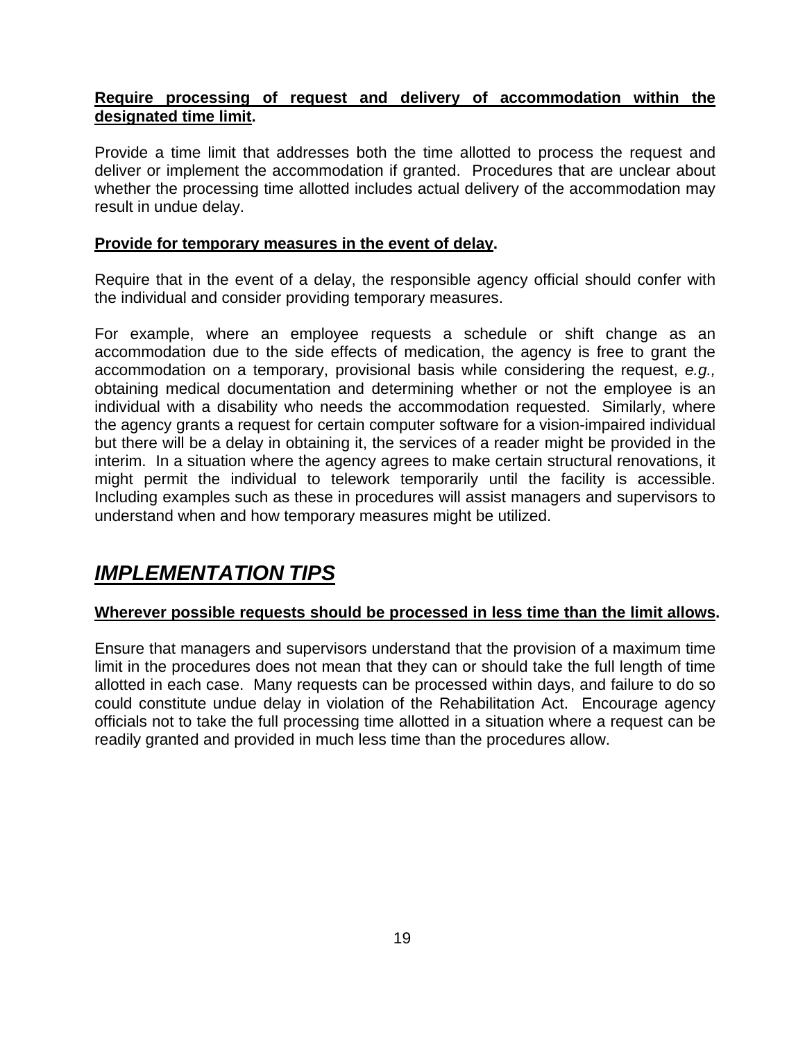**Require processing of request and delivery of accommodation within the designated time limit.**

Provide a time limit that addresses both the time allotted to process the request and deliver or implement the accommodation if granted. Procedures that are unclear about whether the processing time allotted includes actual delivery of the accommodation may result in undue delay.

**Provide for temporary measures in the event of delay.**

Require that in the event of a delay, the responsible agency official should confer with the individual and consider providing temporary measures.

For example, where an employee requests a schedule or shift change as an accommodation due to the side effects of medication, the agency is free to grant the accommodation on a temporary, provisional basis while considering the request, *e.g.,* obtaining medical documentation and determining whether or not the employee is an individual with a disability who needs the accommodation requested. Similarly, where the agency grants a request for certain computer software for a vision-impaired individual but there will be a delay in obtaining it, the services of a reader might be provided in the interim. In a situation where the agency agrees to make certain structural renovations, it might permit the individual to telework temporarily until the facility is accessible. Including examples such as these in procedures will assist managers and supervisors to understand when and how temporary measures might be utilized.

## *IMPLEMENTATION TIPS*

**Wherever possible requests should be processed in less time than the limit allows.**

Ensure that managers and supervisors understand that the provision of a maximum time limit in the procedures does not mean that they can or should take the full length of time allotted in each case. Many requests can be processed within days, and failure to do so could constitute undue delay in violation of the Rehabilitation Act. Encourage agency officials not to take the full processing time allotted in a situation where a request can be readily granted and provided in much less time than the procedures allow.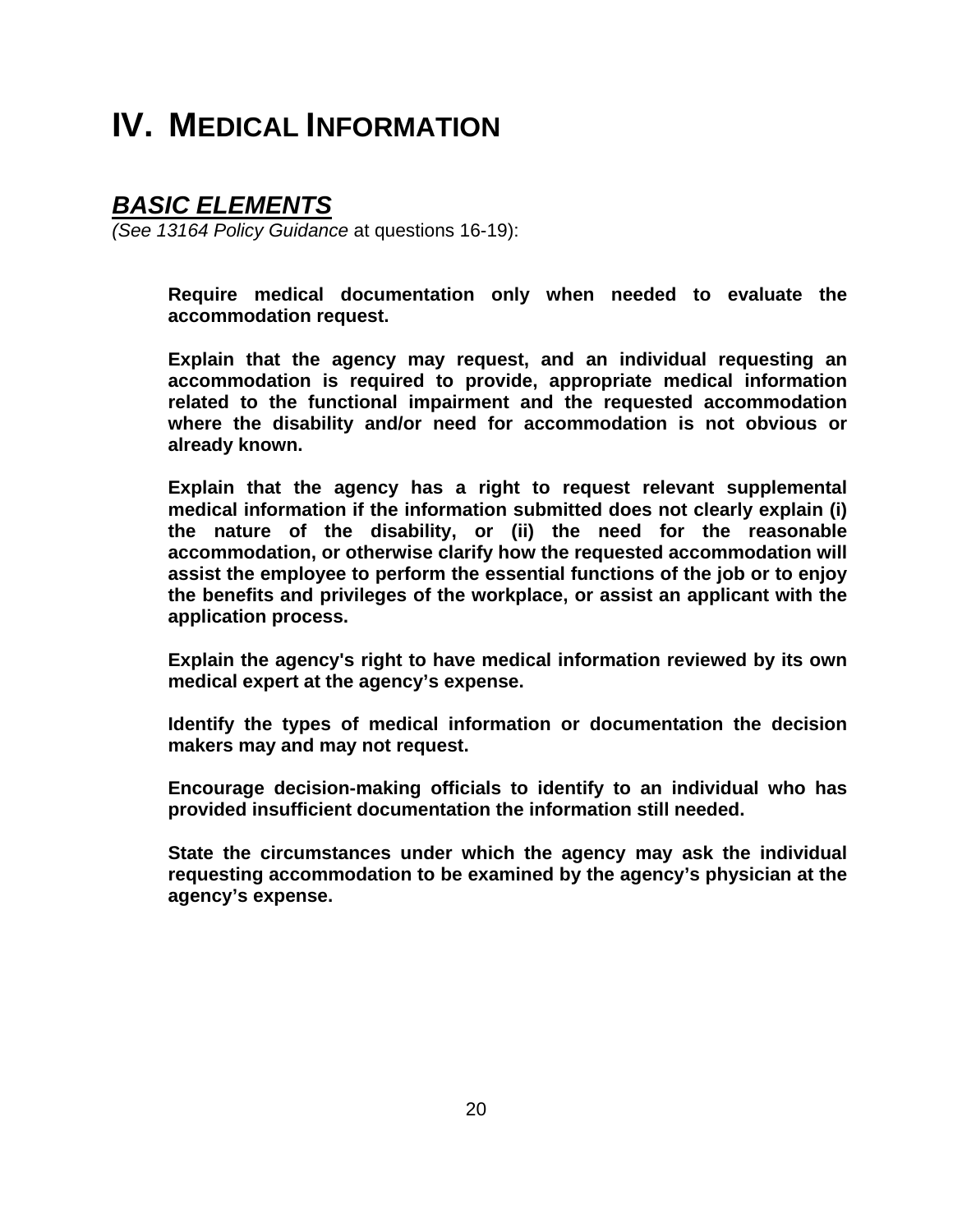# IV. MEDICAL INFORMATION

## ***BASIC ELEMENTS***

*(See 13164 Policy Guidance* at questions 16-19):

**Require medical documentation only when needed to evaluate the accommodation request.**

**Explain that the agency may request, and an individual requesting an accommodation is required to provide, appropriate medical information related to the functional impairment and the requested accommodation where the disability and/or need for accommodation is not obvious or already known.**

**Explain that the agency has a right to request relevant supplemental medical information if the information submitted does not clearly explain (i) the nature of the disability, or (ii) the need for the reasonable accommodation, or otherwise clarify how the requested accommodation will assist the employee to perform the essential functions of the job or to enjoy the benefits and privileges of the workplace, or assist an applicant with the application process.**

**Explain the agency's right to have medical information reviewed by its own medical expert at the agency's expense.**

**Identify the types of medical information or documentation the decision makers may and may not request.**

**Encourage decision-making officials to identify to an individual who has provided insufficient documentation the information still needed.**

**State the circumstances under which the agency may ask the individual requesting accommodation to be examined by the agency's physician at the agency's expense.**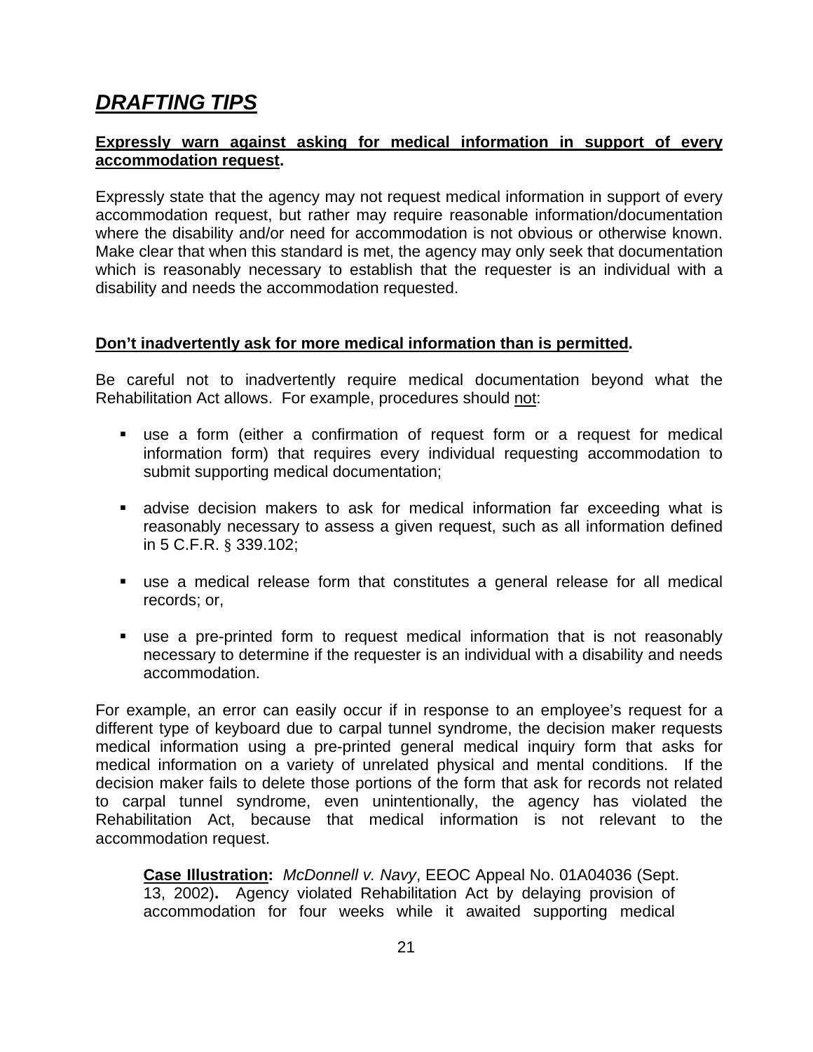# ***DRAFTING TIPS***

**Expressly warn against asking for medical information in support of every accommodation request.**

Expressly state that the agency may not request medical information in support of every accommodation request, but rather may require reasonable information/documentation where the disability and/or need for accommodation is not obvious or otherwise known. Make clear that when this standard is met, the agency may only seek that documentation which is reasonably necessary to establish that the requester is an individual with a disability and needs the accommodation requested.

**Don't inadvertently ask for more medical information than is permitted.**

Be careful not to inadvertently require medical documentation beyond what the Rehabilitation Act allows. For example, procedures should not:

- use a form (either a confirmation of request form or a request for medical information form) that requires every individual requesting accommodation to submit supporting medical documentation;
- advise decision makers to ask for medical information far exceeding what is reasonably necessary to assess a given request, such as all information defined in 5 C.F.R. § 339.102;
- use a medical release form that constitutes a general release for all medical records; or,
- use a pre-printed form to request medical information that is not reasonably necessary to determine if the requester is an individual with a disability and needs accommodation.

For example, an error can easily occur if in response to an employee's request for a different type of keyboard due to carpal tunnel syndrome, the decision maker requests medical information using a pre-printed general medical inquiry form that asks for medical information on a variety of unrelated physical and mental conditions. If the decision maker fails to delete those portions of the form that ask for records not related to carpal tunnel syndrome, even unintentionally, the agency has violated the Rehabilitation Act, because that medical information is not relevant to the accommodation request.

> **Case Illustration:** *McDonnell v. Navy*, EEOC Appeal No. 01A04036 (Sept. 13, 2002)**.** Agency violated Rehabilitation Act by delaying provision of accommodation for four weeks while it awaited supporting medical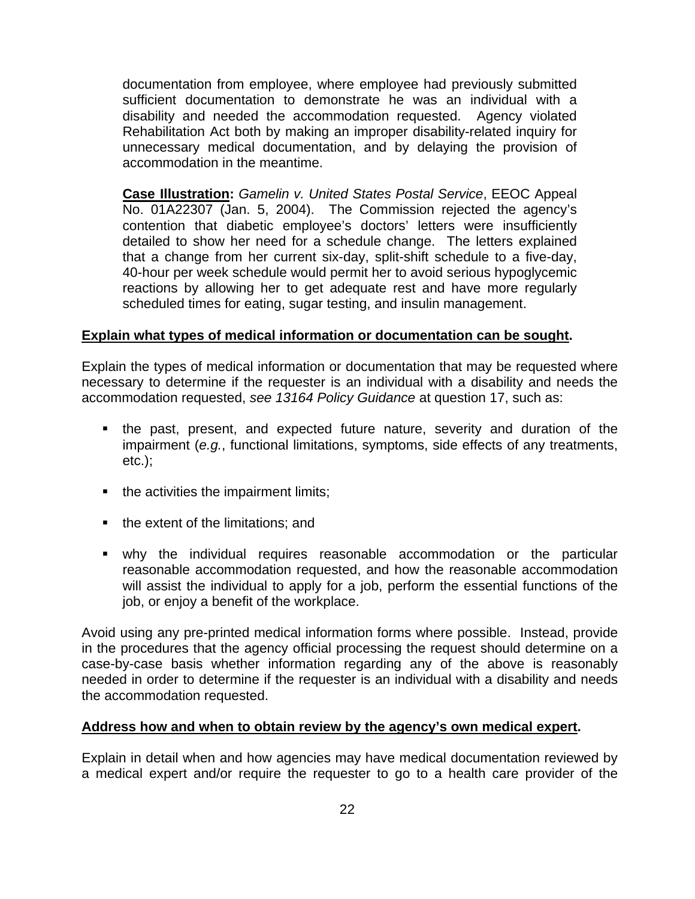documentation from employee, where employee had previously submitted sufficient documentation to demonstrate he was an individual with a disability and needed the accommodation requested. Agency violated Rehabilitation Act both by making an improper disability-related inquiry for unnecessary medical documentation, and by delaying the provision of accommodation in the meantime.

**Case Illustration:** *Gamelin v. United States Postal Service*, EEOC Appeal No. 01A22307 (Jan. 5, 2004). The Commission rejected the agency's contention that diabetic employee's doctors' letters were insufficiently detailed to show her need for a schedule change. The letters explained that a change from her current six-day, split-shift schedule to a five-day, 40-hour per week schedule would permit her to avoid serious hypoglycemic reactions by allowing her to get adequate rest and have more regularly scheduled times for eating, sugar testing, and insulin management.

**Explain what types of medical information or documentation can be sought.**

Explain the types of medical information or documentation that may be requested where necessary to determine if the requester is an individual with a disability and needs the accommodation requested, *see 13164 Policy Guidance* at question 17, such as:

- the past, present, and expected future nature, severity and duration of the impairment (*e.g.*, functional limitations, symptoms, side effects of any treatments, etc.);
- the activities the impairment limits;
- the extent of the limitations; and
- why the individual requires reasonable accommodation or the particular reasonable accommodation requested, and how the reasonable accommodation will assist the individual to apply for a job, perform the essential functions of the job, or enjoy a benefit of the workplace.

Avoid using any pre-printed medical information forms where possible. Instead, provide in the procedures that the agency official processing the request should determine on a case-by-case basis whether information regarding any of the above is reasonably needed in order to determine if the requester is an individual with a disability and needs the accommodation requested.

**Address how and when to obtain review by the agency's own medical expert.**

Explain in detail when and how agencies may have medical documentation reviewed by a medical expert and/or require the requester to go to a health care provider of the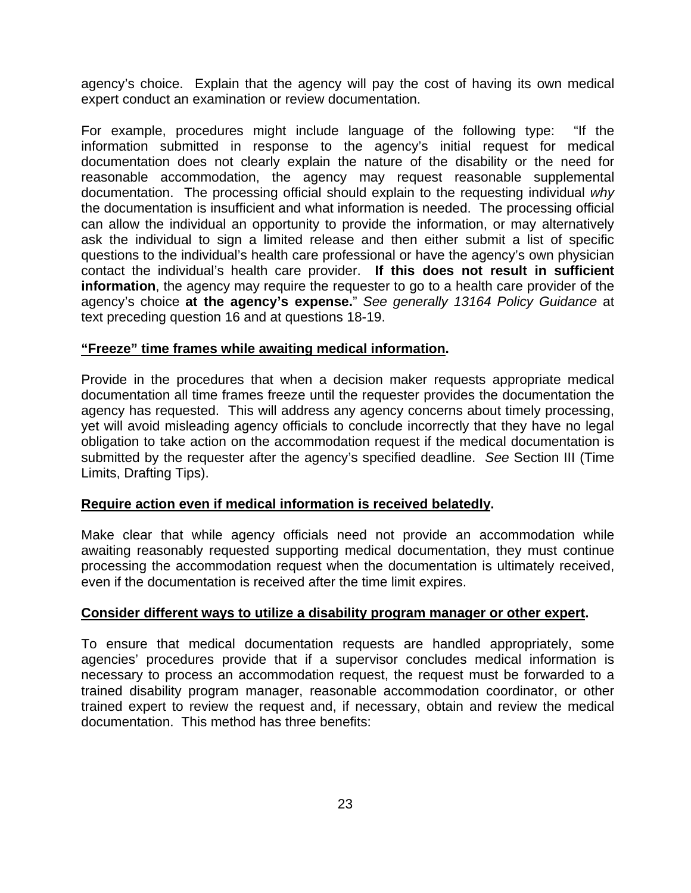agency's choice. Explain that the agency will pay the cost of having its own medical expert conduct an examination or review documentation.

For example, procedures might include language of the following type: "If the information submitted in response to the agency's initial request for medical documentation does not clearly explain the nature of the disability or the need for reasonable accommodation, the agency may request reasonable supplemental documentation. The processing official should explain to the requesting individual *why* the documentation is insufficient and what information is needed. The processing official can allow the individual an opportunity to provide the information, or may alternatively ask the individual to sign a limited release and then either submit a list of specific questions to the individual's health care professional or have the agency's own physician contact the individual's health care provider. **If this does not result in sufficient information**, the agency may require the requester to go to a health care provider of the agency's choice **at the agency's expense.**" *See generally 13164 Policy Guidance* at text preceding question 16 and at questions 18-19.

**<u>"Freeze" time frames while awaiting medical information</u>.**

Provide in the procedures that when a decision maker requests appropriate medical documentation all time frames freeze until the requester provides the documentation the agency has requested. This will address any agency concerns about timely processing, yet will avoid misleading agency officials to conclude incorrectly that they have no legal obligation to take action on the accommodation request if the medical documentation is submitted by the requester after the agency's specified deadline. *See* Section III (Time Limits, Drafting Tips).

**<u>Require action even if medical information is received belatedly</u>.**

Make clear that while agency officials need not provide an accommodation while awaiting reasonably requested supporting medical documentation, they must continue processing the accommodation request when the documentation is ultimately received, even if the documentation is received after the time limit expires.

**<u>Consider different ways to utilize a disability program manager or other expert</u>.**

To ensure that medical documentation requests are handled appropriately, some agencies' procedures provide that if a supervisor concludes medical information is necessary to process an accommodation request, the request must be forwarded to a trained disability program manager, reasonable accommodation coordinator, or other trained expert to review the request and, if necessary, obtain and review the medical documentation. This method has three benefits: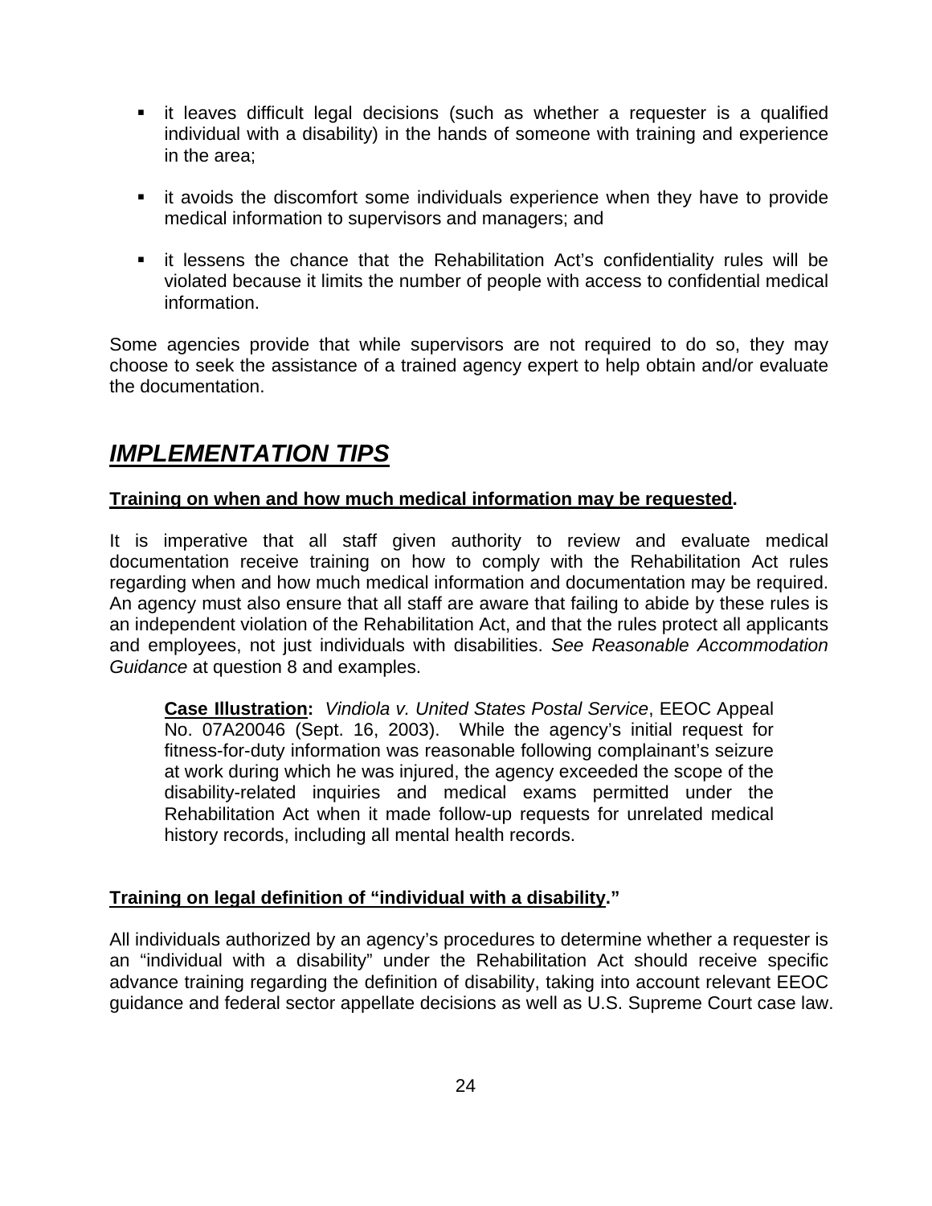- it leaves difficult legal decisions (such as whether a requester is a qualified individual with a disability) in the hands of someone with training and experience in the area;

- it avoids the discomfort some individuals experience when they have to provide medical information to supervisors and managers; and

- it lessens the chance that the Rehabilitation Act's confidentiality rules will be violated because it limits the number of people with access to confidential medical information.

Some agencies provide that while supervisors are not required to do so, they may choose to seek the assistance of a trained agency expert to help obtain and/or evaluate the documentation.

## ***IMPLEMENTATION TIPS***

**Training on when and how much medical information may be requested.**

It is imperative that all staff given authority to review and evaluate medical documentation receive training on how to comply with the Rehabilitation Act rules regarding when and how much medical information and documentation may be required. An agency must also ensure that all staff are aware that failing to abide by these rules is an independent violation of the Rehabilitation Act, and that the rules protect all applicants and employees, not just individuals with disabilities. *See Reasonable Accommodation Guidance* at question 8 and examples.

> **Case Illustration:** *Vindiola v. United States Postal Service*, EEOC Appeal No. 07A20046 (Sept. 16, 2003). While the agency's initial request for fitness-for-duty information was reasonable following complainant's seizure at work during which he was injured, the agency exceeded the scope of the disability-related inquiries and medical exams permitted under the Rehabilitation Act when it made follow-up requests for unrelated medical history records, including all mental health records.

**Training on legal definition of "individual with a disability."**

All individuals authorized by an agency's procedures to determine whether a requester is an "individual with a disability" under the Rehabilitation Act should receive specific advance training regarding the definition of disability, taking into account relevant EEOC guidance and federal sector appellate decisions as well as U.S. Supreme Court case law.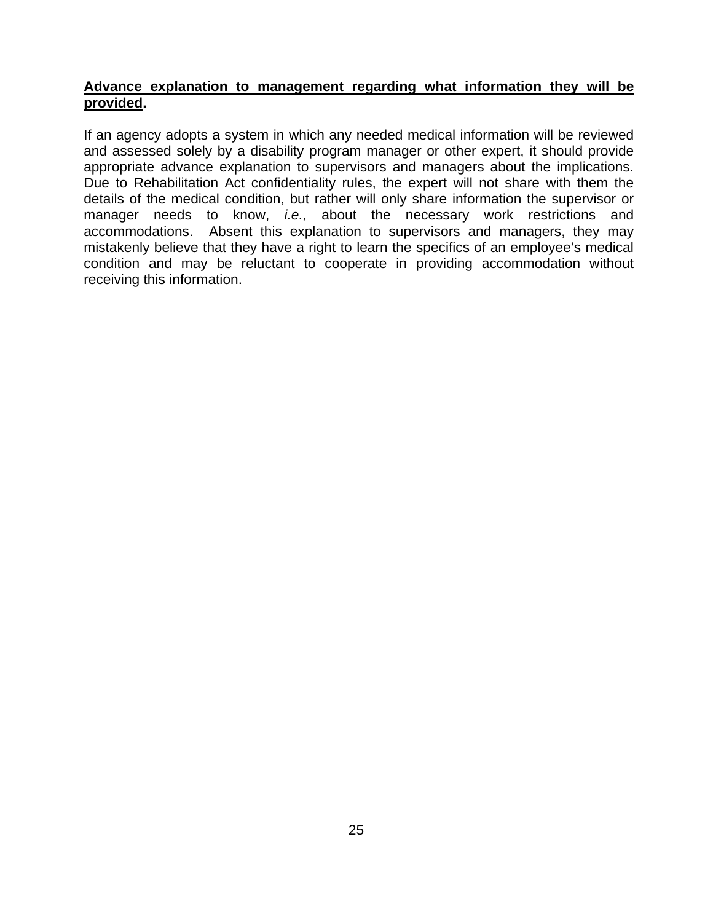**<u>Advance explanation to management regarding what information they will be provided</u>.**

If an agency adopts a system in which any needed medical information will be reviewed and assessed solely by a disability program manager or other expert, it should provide appropriate advance explanation to supervisors and managers about the implications. Due to Rehabilitation Act confidentiality rules, the expert will not share with them the details of the medical condition, but rather will only share information the supervisor or manager needs to know, *i.e.,* about the necessary work restrictions and accommodations. Absent this explanation to supervisors and managers, they may mistakenly believe that they have a right to learn the specifics of an employee's medical condition and may be reluctant to cooperate in providing accommodation without receiving this information.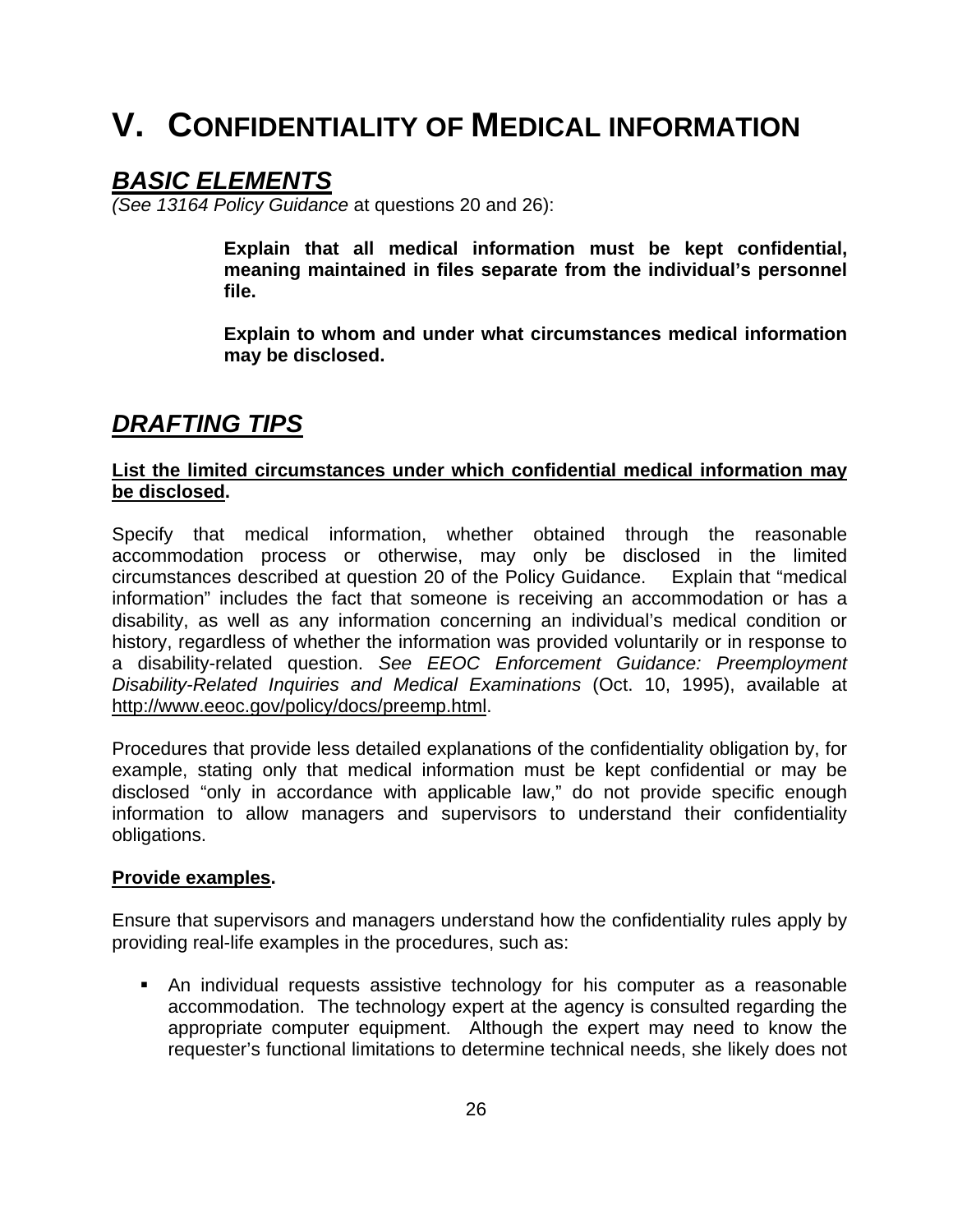# V. CONFIDENTIALITY OF MEDICAL INFORMATION

## ***BASIC ELEMENTS***

*(See 13164 Policy Guidance* at questions 20 and 26):

> **Explain that all medical information must be kept confidential, meaning maintained in files separate from the individual's personnel file.**
>
> **Explain to whom and under what circumstances medical information may be disclosed.**

## ***DRAFTING TIPS***

**List the limited circumstances under which confidential medical information may be disclosed.**

Specify that medical information, whether obtained through the reasonable accommodation process or otherwise, may only be disclosed in the limited circumstances described at question 20 of the Policy Guidance. Explain that "medical information" includes the fact that someone is receiving an accommodation or has a disability, as well as any information concerning an individual's medical condition or history, regardless of whether the information was provided voluntarily or in response to a disability-related question. *See EEOC Enforcement Guidance: Preemployment Disability-Related Inquiries and Medical Examinations* (Oct. 10, 1995), available at http://www.eeoc.gov/policy/docs/preemp.html.

Procedures that provide less detailed explanations of the confidentiality obligation by, for example, stating only that medical information must be kept confidential or may be disclosed "only in accordance with applicable law," do not provide specific enough information to allow managers and supervisors to understand their confidentiality obligations.

**Provide examples.**

Ensure that supervisors and managers understand how the confidentiality rules apply by providing real-life examples in the procedures, such as:

- An individual requests assistive technology for his computer as a reasonable accommodation. The technology expert at the agency is consulted regarding the appropriate computer equipment. Although the expert may need to know the requester's functional limitations to determine technical needs, she likely does not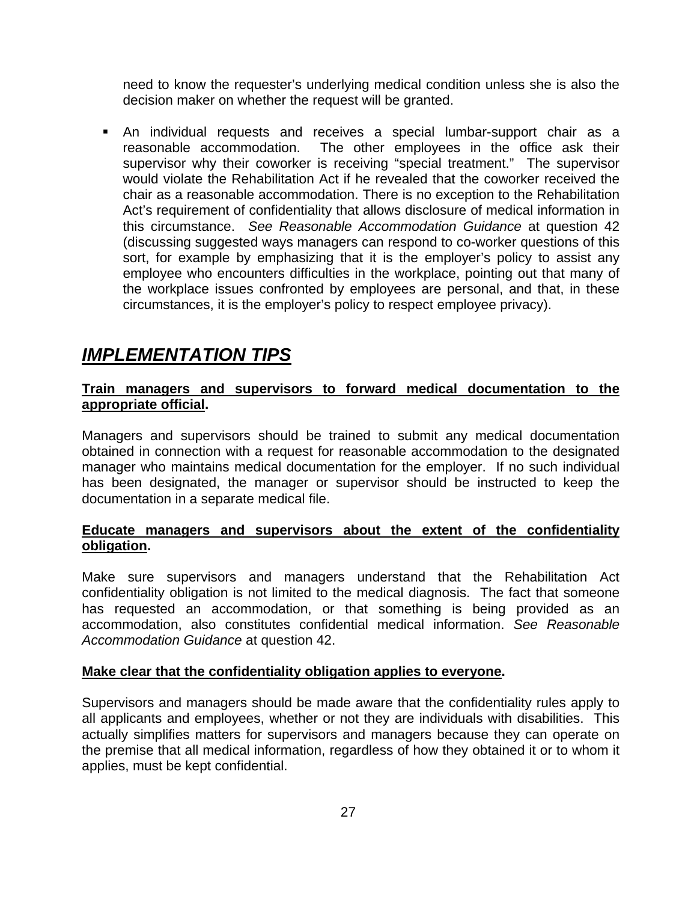need to know the requester's underlying medical condition unless she is also the decision maker on whether the request will be granted.

- An individual requests and receives a special lumbar-support chair as a reasonable accommodation. The other employees in the office ask their supervisor why their coworker is receiving "special treatment." The supervisor would violate the Rehabilitation Act if he revealed that the coworker received the chair as a reasonable accommodation. There is no exception to the Rehabilitation Act's requirement of confidentiality that allows disclosure of medical information in this circumstance. *See Reasonable Accommodation Guidance* at question 42 (discussing suggested ways managers can respond to co-worker questions of this sort, for example by emphasizing that it is the employer's policy to assist any employee who encounters difficulties in the workplace, pointing out that many of the workplace issues confronted by employees are personal, and that, in these circumstances, it is the employer's policy to respect employee privacy).

## ***IMPLEMENTATION TIPS***

**Train managers and supervisors to forward medical documentation to the appropriate official.**

Managers and supervisors should be trained to submit any medical documentation obtained in connection with a request for reasonable accommodation to the designated manager who maintains medical documentation for the employer. If no such individual has been designated, the manager or supervisor should be instructed to keep the documentation in a separate medical file.

**Educate managers and supervisors about the extent of the confidentiality obligation.**

Make sure supervisors and managers understand that the Rehabilitation Act confidentiality obligation is not limited to the medical diagnosis. The fact that someone has requested an accommodation, or that something is being provided as an accommodation, also constitutes confidential medical information. *See Reasonable Accommodation Guidance* at question 42.

**Make clear that the confidentiality obligation applies to everyone.**

Supervisors and managers should be made aware that the confidentiality rules apply to all applicants and employees, whether or not they are individuals with disabilities. This actually simplifies matters for supervisors and managers because they can operate on the premise that all medical information, regardless of how they obtained it or to whom it applies, must be kept confidential.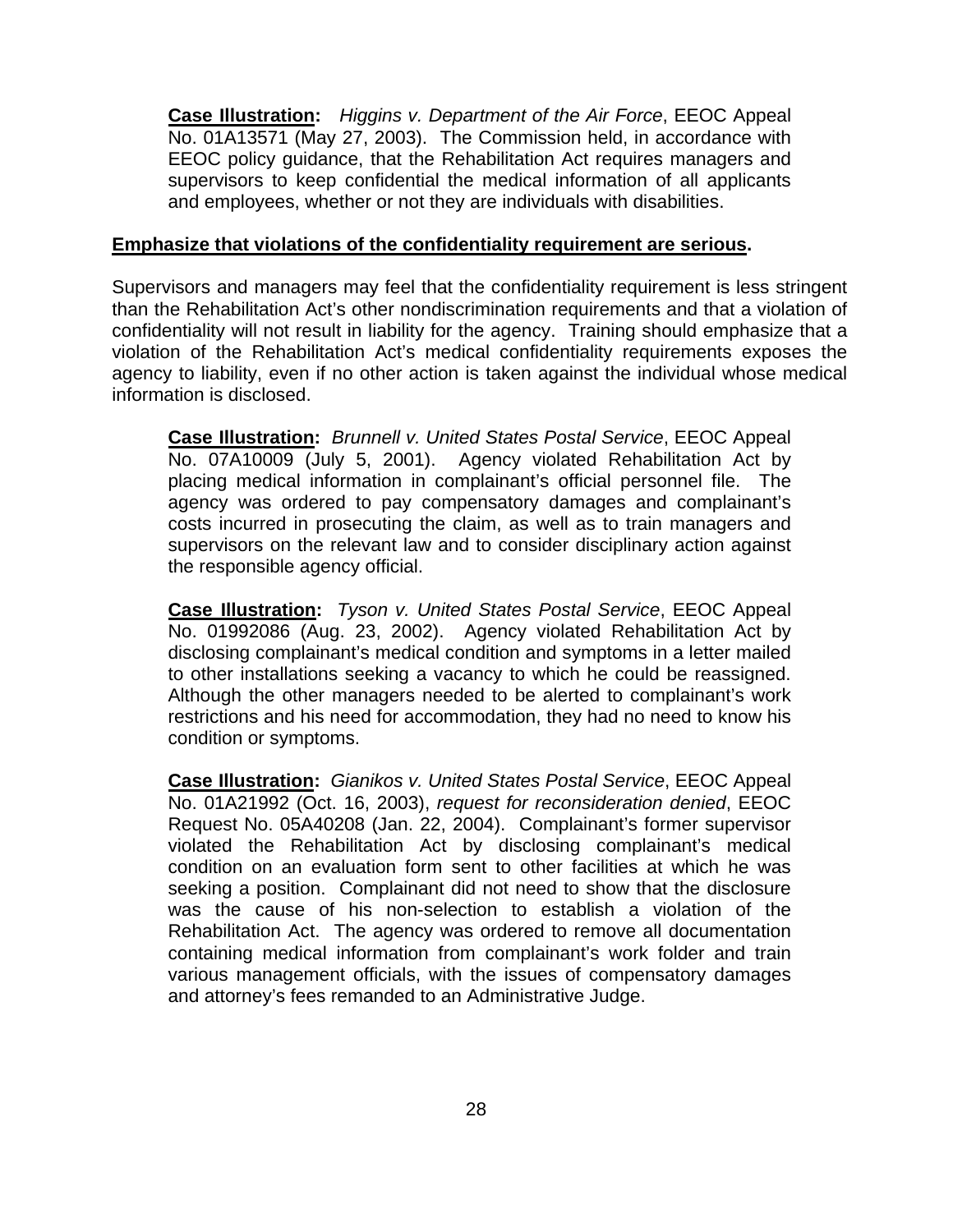**Case Illustration:** *Higgins v. Department of the Air Force*, EEOC Appeal No. 01A13571 (May 27, 2003). The Commission held, in accordance with EEOC policy guidance, that the Rehabilitation Act requires managers and supervisors to keep confidential the medical information of all applicants and employees, whether or not they are individuals with disabilities.

**Emphasize that violations of the confidentiality requirement are serious.**

Supervisors and managers may feel that the confidentiality requirement is less stringent than the Rehabilitation Act's other nondiscrimination requirements and that a violation of confidentiality will not result in liability for the agency. Training should emphasize that a violation of the Rehabilitation Act's medical confidentiality requirements exposes the agency to liability, even if no other action is taken against the individual whose medical information is disclosed.

**Case Illustration:** *Brunnell v. United States Postal Service*, EEOC Appeal No. 07A10009 (July 5, 2001). Agency violated Rehabilitation Act by placing medical information in complainant's official personnel file. The agency was ordered to pay compensatory damages and complainant's costs incurred in prosecuting the claim, as well as to train managers and supervisors on the relevant law and to consider disciplinary action against the responsible agency official.

**Case Illustration:** *Tyson v. United States Postal Service*, EEOC Appeal No. 01992086 (Aug. 23, 2002). Agency violated Rehabilitation Act by disclosing complainant's medical condition and symptoms in a letter mailed to other installations seeking a vacancy to which he could be reassigned. Although the other managers needed to be alerted to complainant's work restrictions and his need for accommodation, they had no need to know his condition or symptoms.

**Case Illustration:** *Gianikos v. United States Postal Service*, EEOC Appeal No. 01A21992 (Oct. 16, 2003), *request for reconsideration denied*, EEOC Request No. 05A40208 (Jan. 22, 2004). Complainant's former supervisor violated the Rehabilitation Act by disclosing complainant's medical condition on an evaluation form sent to other facilities at which he was seeking a position. Complainant did not need to show that the disclosure was the cause of his non-selection to establish a violation of the Rehabilitation Act. The agency was ordered to remove all documentation containing medical information from complainant's work folder and train various management officials, with the issues of compensatory damages and attorney's fees remanded to an Administrative Judge.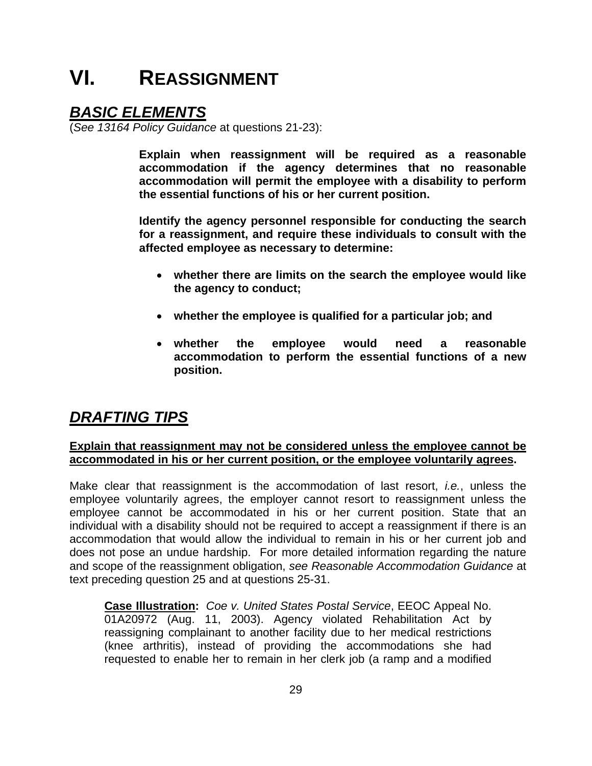# VI. REASSIGNMENT

## *BASIC ELEMENTS*

(*See 13164 Policy Guidance* at questions 21-23):

> **Explain when reassignment will be required as a reasonable accommodation if the agency determines that no reasonable accommodation will permit the employee with a disability to perform the essential functions of his or her current position.**
>
> **Identify the agency personnel responsible for conducting the search for a reassignment, and require these individuals to consult with the affected employee as necessary to determine:**
>
> - **whether there are limits on the search the employee would like the agency to conduct;**
> - **whether the employee is qualified for a particular job; and**
> - **whether the employee would need a reasonable accommodation to perform the essential functions of a new position.**

## *DRAFTING TIPS*

**Explain that reassignment may not be considered unless the employee cannot be accommodated in his or her current position, or the employee voluntarily agrees.**

Make clear that reassignment is the accommodation of last resort, *i.e.*, unless the employee voluntarily agrees, the employer cannot resort to reassignment unless the employee cannot be accommodated in his or her current position. State that an individual with a disability should not be required to accept a reassignment if there is an accommodation that would allow the individual to remain in his or her current job and does not pose an undue hardship. For more detailed information regarding the nature and scope of the reassignment obligation, *see Reasonable Accommodation Guidance* at text preceding question 25 and at questions 25-31.

> **Case Illustration:** *Coe v. United States Postal Service*, EEOC Appeal No. 01A20972 (Aug. 11, 2003). Agency violated Rehabilitation Act by reassigning complainant to another facility due to her medical restrictions (knee arthritis), instead of providing the accommodations she had requested to enable her to remain in her clerk job (a ramp and a modified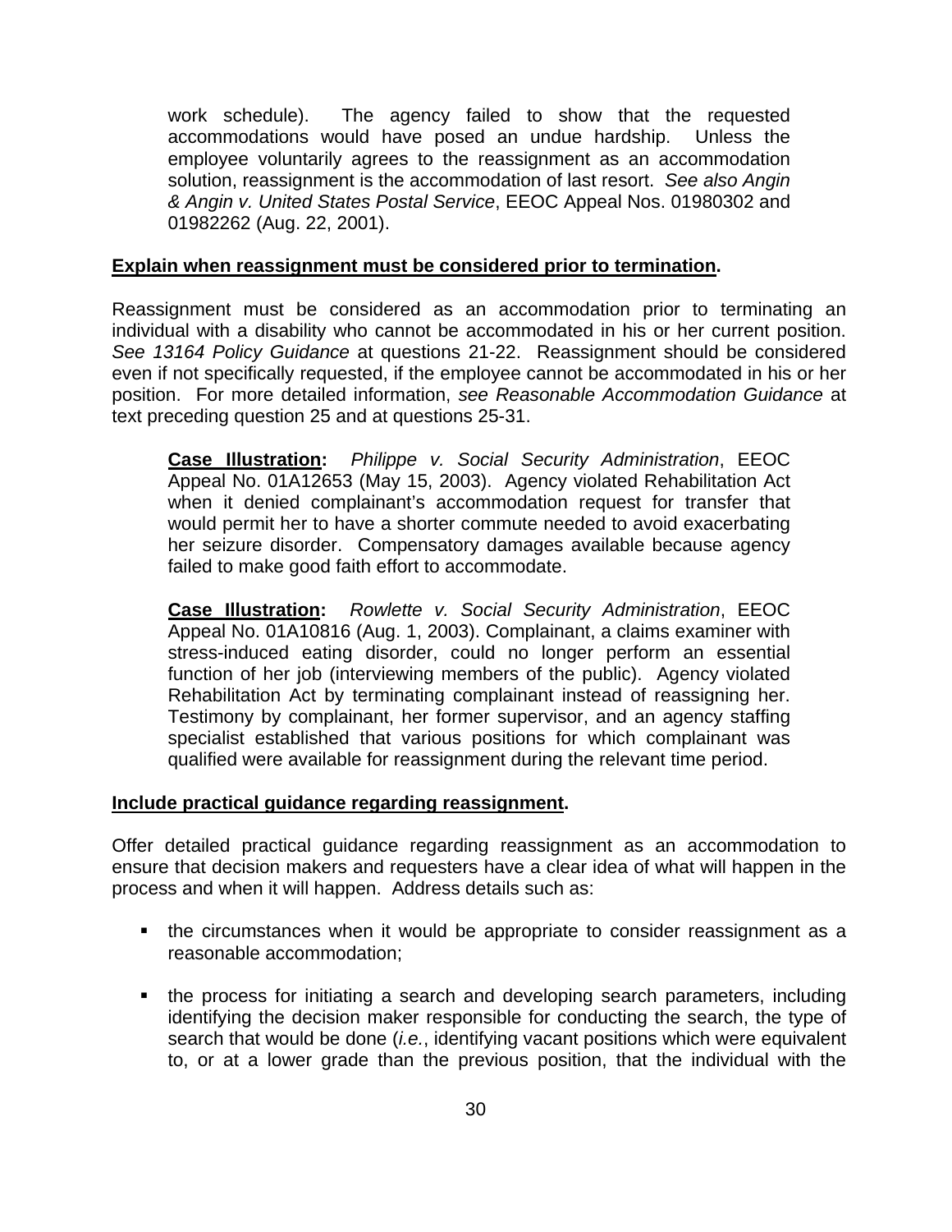> work schedule). The agency failed to show that the requested accommodations would have posed an undue hardship. Unless the employee voluntarily agrees to the reassignment as an accommodation solution, reassignment is the accommodation of last resort. *See also Angin & Angin v. United States Postal Service*, EEOC Appeal Nos. 01980302 and 01982262 (Aug. 22, 2001).

**Explain when reassignment must be considered prior to termination.**

Reassignment must be considered as an accommodation prior to terminating an individual with a disability who cannot be accommodated in his or her current position. *See 13164 Policy Guidance* at questions 21-22. Reassignment should be considered even if not specifically requested, if the employee cannot be accommodated in his or her position. For more detailed information, *see Reasonable Accommodation Guidance* at text preceding question 25 and at questions 25-31.

> **Case Illustration:** *Philippe v. Social Security Administration*, EEOC Appeal No. 01A12653 (May 15, 2003). Agency violated Rehabilitation Act when it denied complainant's accommodation request for transfer that would permit her to have a shorter commute needed to avoid exacerbating her seizure disorder. Compensatory damages available because agency failed to make good faith effort to accommodate.

> **Case Illustration:** *Rowlette v. Social Security Administration*, EEOC Appeal No. 01A10816 (Aug. 1, 2003). Complainant, a claims examiner with stress-induced eating disorder, could no longer perform an essential function of her job (interviewing members of the public). Agency violated Rehabilitation Act by terminating complainant instead of reassigning her. Testimony by complainant, her former supervisor, and an agency staffing specialist established that various positions for which complainant was qualified were available for reassignment during the relevant time period.

**Include practical guidance regarding reassignment.**

Offer detailed practical guidance regarding reassignment as an accommodation to ensure that decision makers and requesters have a clear idea of what will happen in the process and when it will happen. Address details such as:

- the circumstances when it would be appropriate to consider reassignment as a reasonable accommodation;
- the process for initiating a search and developing search parameters, including identifying the decision maker responsible for conducting the search, the type of search that would be done (*i.e.*, identifying vacant positions which were equivalent to, or at a lower grade than the previous position, that the individual with the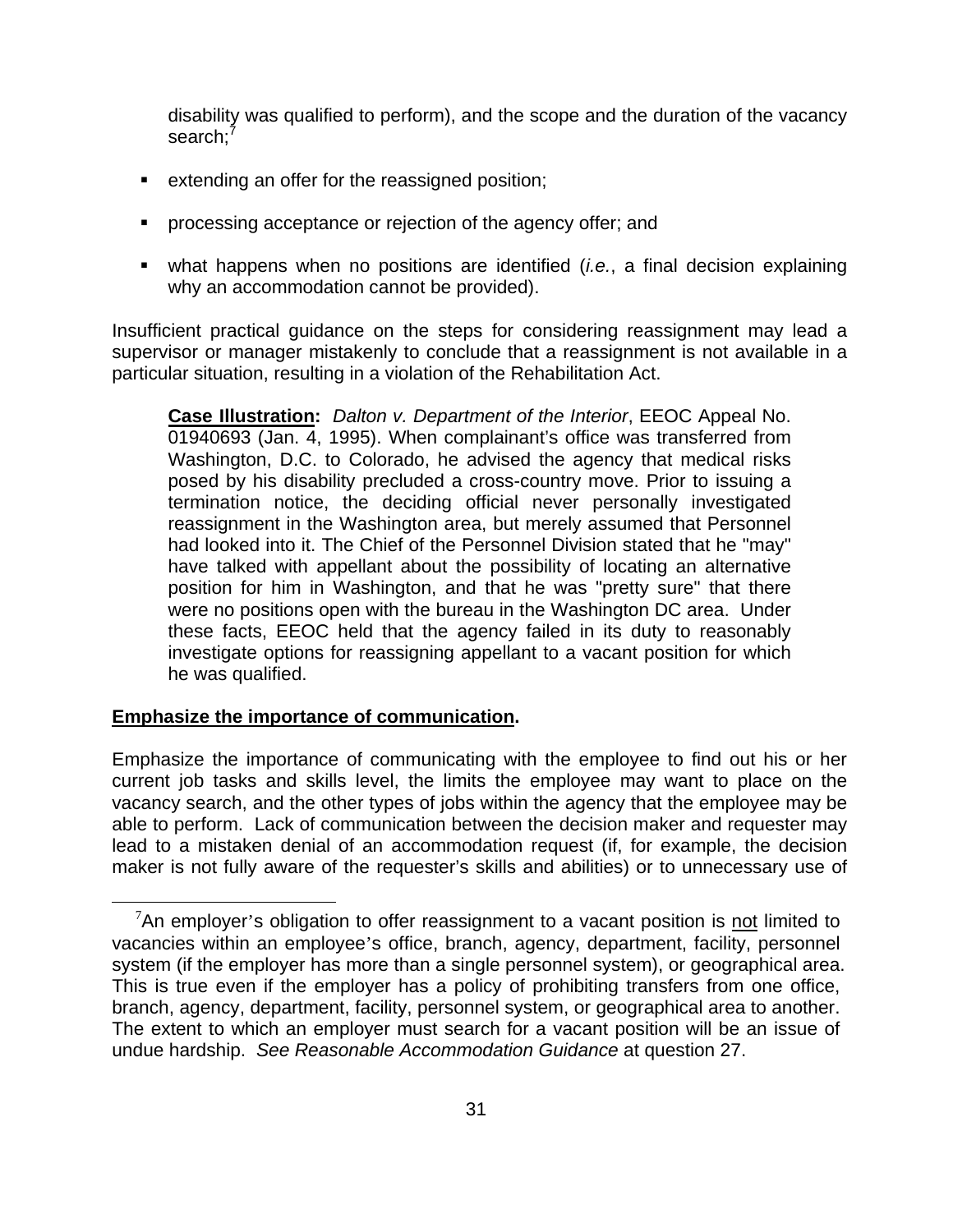disability was qualified to perform), and the scope and the duration of the vacancy search;[7]

- extending an offer for the reassigned position;
- processing acceptance or rejection of the agency offer; and
- what happens when no positions are identified (*i.e.*, a final decision explaining why an accommodation cannot be provided).

Insufficient practical guidance on the steps for considering reassignment may lead a supervisor or manager mistakenly to conclude that a reassignment is not available in a particular situation, resulting in a violation of the Rehabilitation Act.

> **Case Illustration:** *Dalton v. Department of the Interior*, EEOC Appeal No. 01940693 (Jan. 4, 1995). When complainant's office was transferred from Washington, D.C. to Colorado, he advised the agency that medical risks posed by his disability precluded a cross-country move. Prior to issuing a termination notice, the deciding official never personally investigated reassignment in the Washington area, but merely assumed that Personnel had looked into it. The Chief of the Personnel Division stated that he "may" have talked with appellant about the possibility of locating an alternative position for him in Washington, and that he was "pretty sure" that there were no positions open with the bureau in the Washington DC area. Under these facts, EEOC held that the agency failed in its duty to reasonably investigate options for reassigning appellant to a vacant position for which he was qualified.

**Emphasize the importance of communication.**

Emphasize the importance of communicating with the employee to find out his or her current job tasks and skills level, the limits the employee may want to place on the vacancy search, and the other types of jobs within the agency that the employee may be able to perform. Lack of communication between the decision maker and requester may lead to a mistaken denial of an accommodation request (if, for example, the decision maker is not fully aware of the requester's skills and abilities) or to unnecessary use of

[7] An employer's obligation to offer reassignment to a vacant position is not limited to vacancies within an employee's office, branch, agency, department, facility, personnel system (if the employer has more than a single personnel system), or geographical area. This is true even if the employer has a policy of prohibiting transfers from one office, branch, agency, department, facility, personnel system, or geographical area to another. The extent to which an employer must search for a vacant position will be an issue of undue hardship. *See Reasonable Accommodation Guidance* at question 27.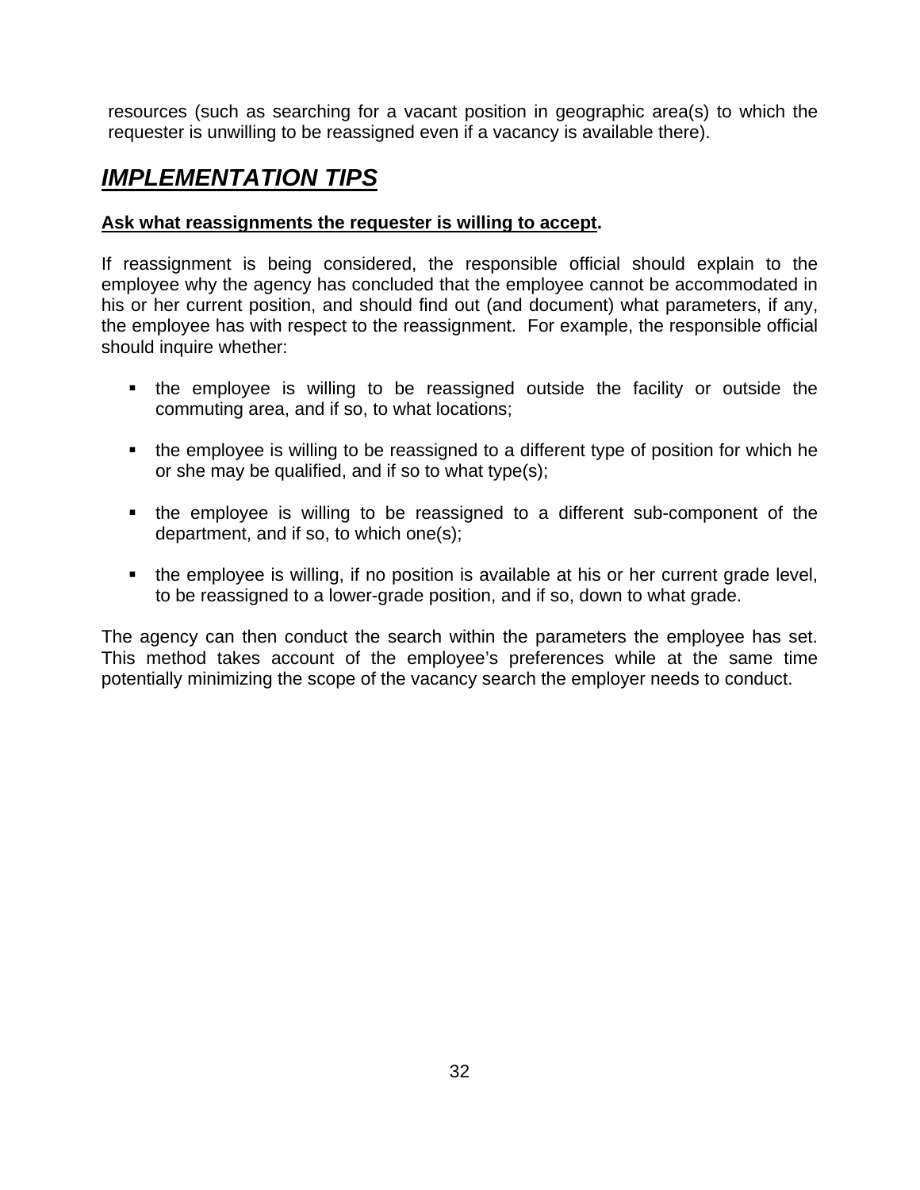resources (such as searching for a vacant position in geographic area(s) to which the requester is unwilling to be reassigned even if a vacancy is available there).

## ***IMPLEMENTATION TIPS***

**Ask what reassignments the requester is willing to accept.**

If reassignment is being considered, the responsible official should explain to the employee why the agency has concluded that the employee cannot be accommodated in his or her current position, and should find out (and document) what parameters, if any, the employee has with respect to the reassignment. For example, the responsible official should inquire whether:

- the employee is willing to be reassigned outside the facility or outside the commuting area, and if so, to what locations;
- the employee is willing to be reassigned to a different type of position for which he or she may be qualified, and if so to what type(s);
- the employee is willing to be reassigned to a different sub-component of the department, and if so, to which one(s);
- the employee is willing, if no position is available at his or her current grade level, to be reassigned to a lower-grade position, and if so, down to what grade.

The agency can then conduct the search within the parameters the employee has set. This method takes account of the employee's preferences while at the same time potentially minimizing the scope of the vacancy search the employer needs to conduct.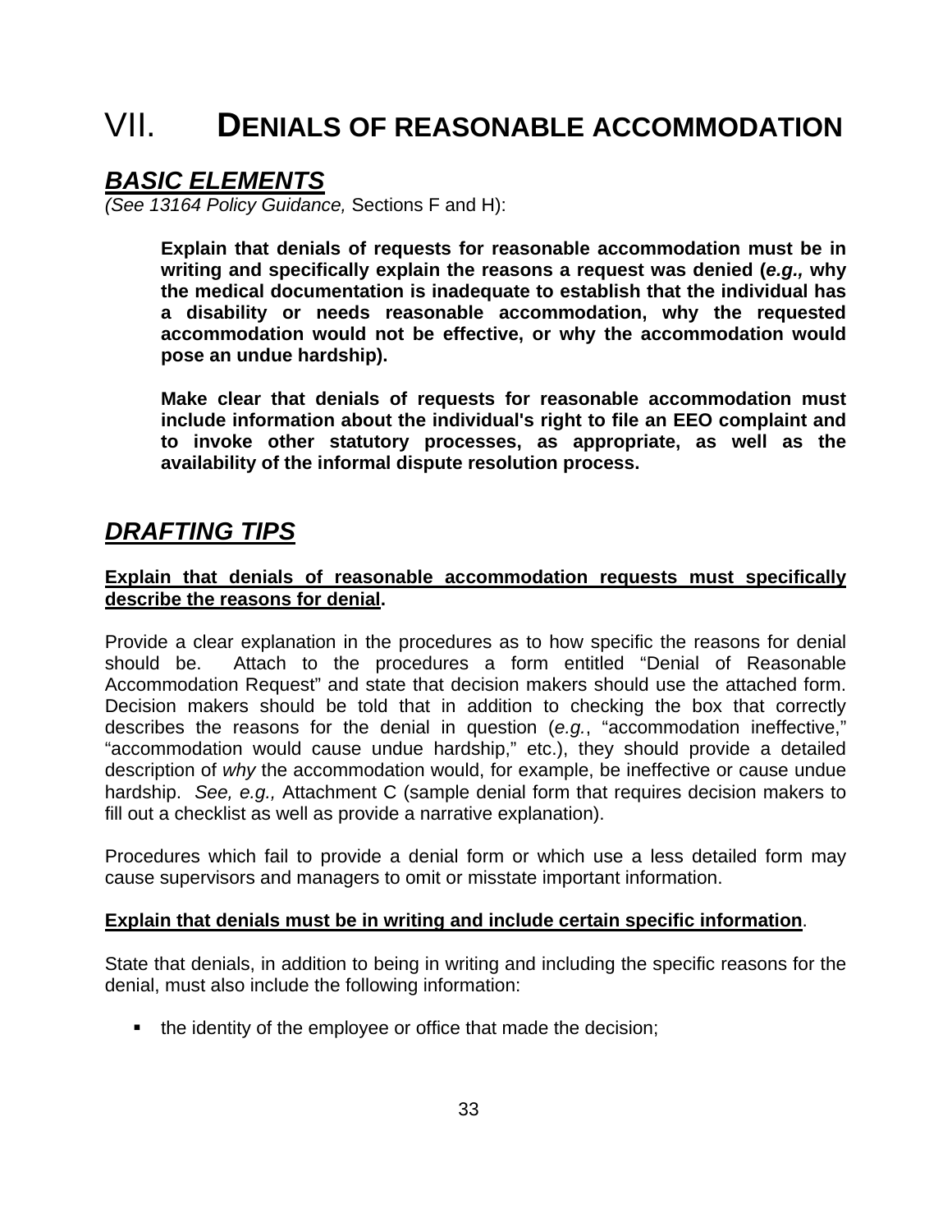# VII. DENIALS OF REASONABLE ACCOMMODATION

## *BASIC ELEMENTS*

*(See 13164 Policy Guidance,* Sections F and H):

> **Explain that denials of requests for reasonable accommodation must be in writing and specifically explain the reasons a request was denied (*e.g.,* why the medical documentation is inadequate to establish that the individual has a disability or needs reasonable accommodation, why the requested accommodation would not be effective, or why the accommodation would pose an undue hardship).**
>
> **Make clear that denials of requests for reasonable accommodation must include information about the individual's right to file an EEO complaint and to invoke other statutory processes, as appropriate, as well as the availability of the informal dispute resolution process.**

## *DRAFTING TIPS*

**Explain that denials of reasonable accommodation requests must specifically describe the reasons for denial.**

Provide a clear explanation in the procedures as to how specific the reasons for denial should be. Attach to the procedures a form entitled "Denial of Reasonable Accommodation Request" and state that decision makers should use the attached form. Decision makers should be told that in addition to checking the box that correctly describes the reasons for the denial in question (*e.g.*, "accommodation ineffective," "accommodation would cause undue hardship," etc.), they should provide a detailed description of *why* the accommodation would, for example, be ineffective or cause undue hardship. *See, e.g.,* Attachment C (sample denial form that requires decision makers to fill out a checklist as well as provide a narrative explanation).

Procedures which fail to provide a denial form or which use a less detailed form may cause supervisors and managers to omit or misstate important information.

**Explain that denials must be in writing and include certain specific information**.

State that denials, in addition to being in writing and including the specific reasons for the denial, must also include the following information:

- the identity of the employee or office that made the decision;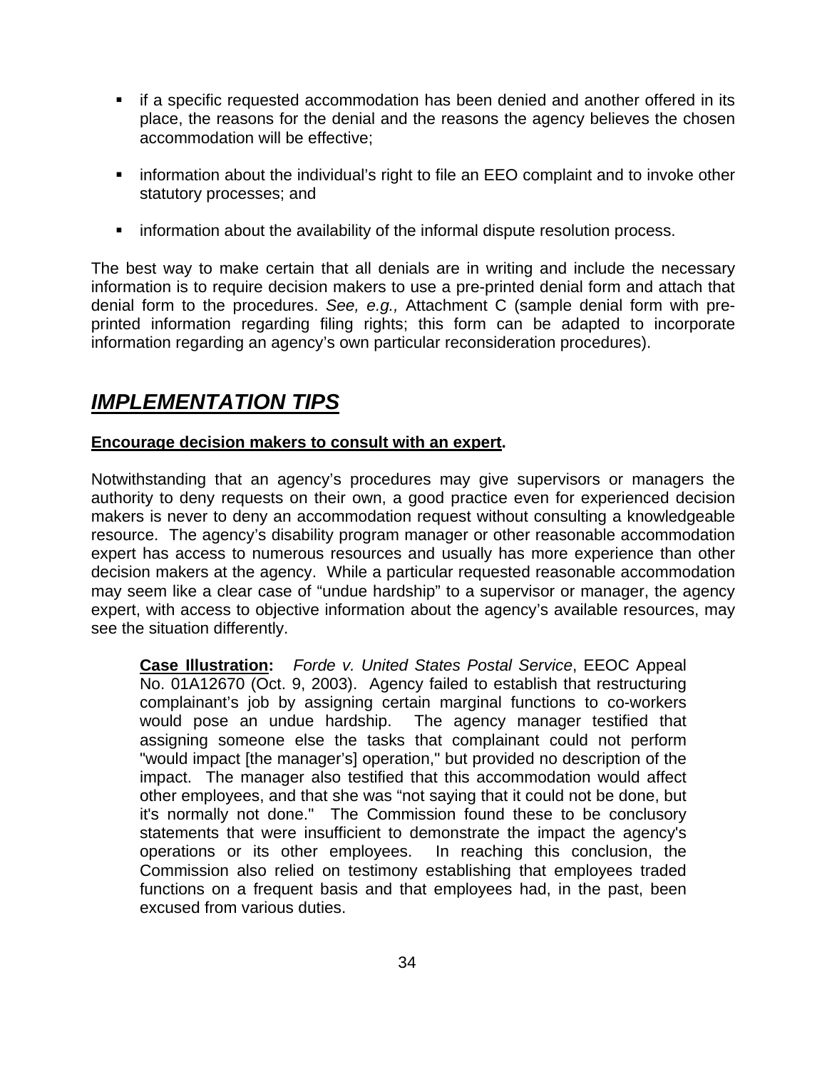- if a specific requested accommodation has been denied and another offered in its place, the reasons for the denial and the reasons the agency believes the chosen accommodation will be effective;

- information about the individual's right to file an EEO complaint and to invoke other statutory processes; and

- information about the availability of the informal dispute resolution process.

The best way to make certain that all denials are in writing and include the necessary information is to require decision makers to use a pre-printed denial form and attach that denial form to the procedures. *See, e.g.,* Attachment C (sample denial form with pre-printed information regarding filing rights; this form can be adapted to incorporate information regarding an agency's own particular reconsideration procedures).

## ***IMPLEMENTATION TIPS***

**Encourage decision makers to consult with an expert.**

Notwithstanding that an agency's procedures may give supervisors or managers the authority to deny requests on their own, a good practice even for experienced decision makers is never to deny an accommodation request without consulting a knowledgeable resource. The agency's disability program manager or other reasonable accommodation expert has access to numerous resources and usually has more experience than other decision makers at the agency. While a particular requested reasonable accommodation may seem like a clear case of "undue hardship" to a supervisor or manager, the agency expert, with access to objective information about the agency's available resources, may see the situation differently.

> **Case Illustration:** *Forde v. United States Postal Service*, EEOC Appeal No. 01A12670 (Oct. 9, 2003). Agency failed to establish that restructuring complainant's job by assigning certain marginal functions to co-workers would pose an undue hardship. The agency manager testified that assigning someone else the tasks that complainant could not perform "would impact [the manager's] operation," but provided no description of the impact. The manager also testified that this accommodation would affect other employees, and that she was "not saying that it could not be done, but it's normally not done." The Commission found these to be conclusory statements that were insufficient to demonstrate the impact the agency's operations or its other employees. In reaching this conclusion, the Commission also relied on testimony establishing that employees traded functions on a frequent basis and that employees had, in the past, been excused from various duties.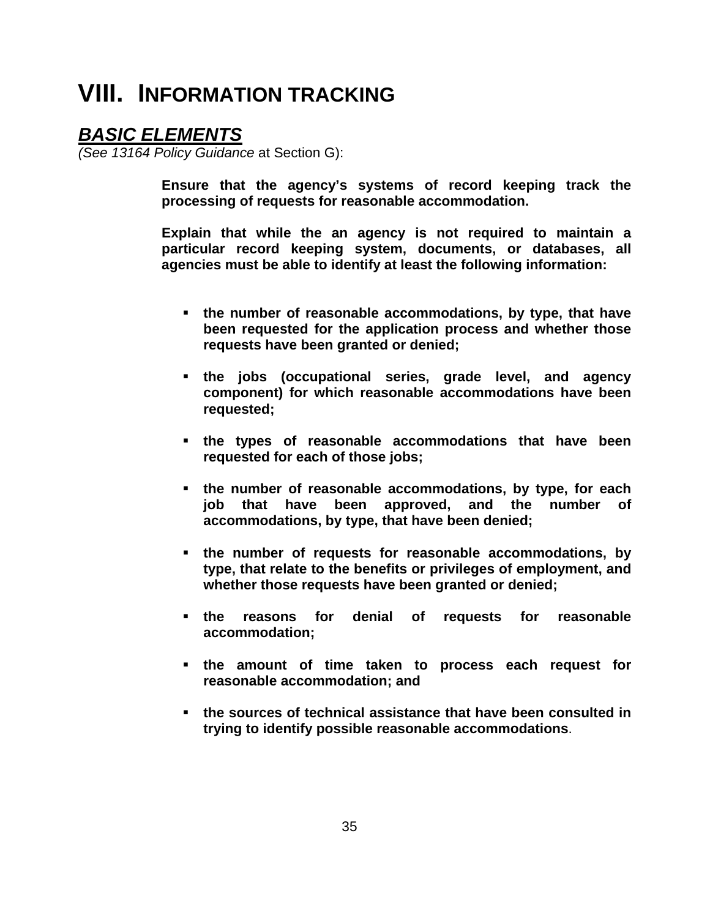# VIII. INFORMATION TRACKING

## ***BASIC ELEMENTS***

*(See 13164 Policy Guidance* at Section G):

**Ensure that the agency's systems of record keeping track the processing of requests for reasonable accommodation.**

**Explain that while the an agency is not required to maintain a particular record keeping system, documents, or databases, all agencies must be able to identify at least the following information:**

- **the number of reasonable accommodations, by type, that have been requested for the application process and whether those requests have been granted or denied;**
- **the jobs (occupational series, grade level, and agency component) for which reasonable accommodations have been requested;**
- **the types of reasonable accommodations that have been requested for each of those jobs;**
- **the number of reasonable accommodations, by type, for each job that have been approved, and the number of accommodations, by type, that have been denied;**
- **the number of requests for reasonable accommodations, by type, that relate to the benefits or privileges of employment, and whether those requests have been granted or denied;**
- **the reasons for denial of requests for reasonable accommodation;**
- **the amount of time taken to process each request for reasonable accommodation; and**
- **the sources of technical assistance that have been consulted in trying to identify possible reasonable accommodations**.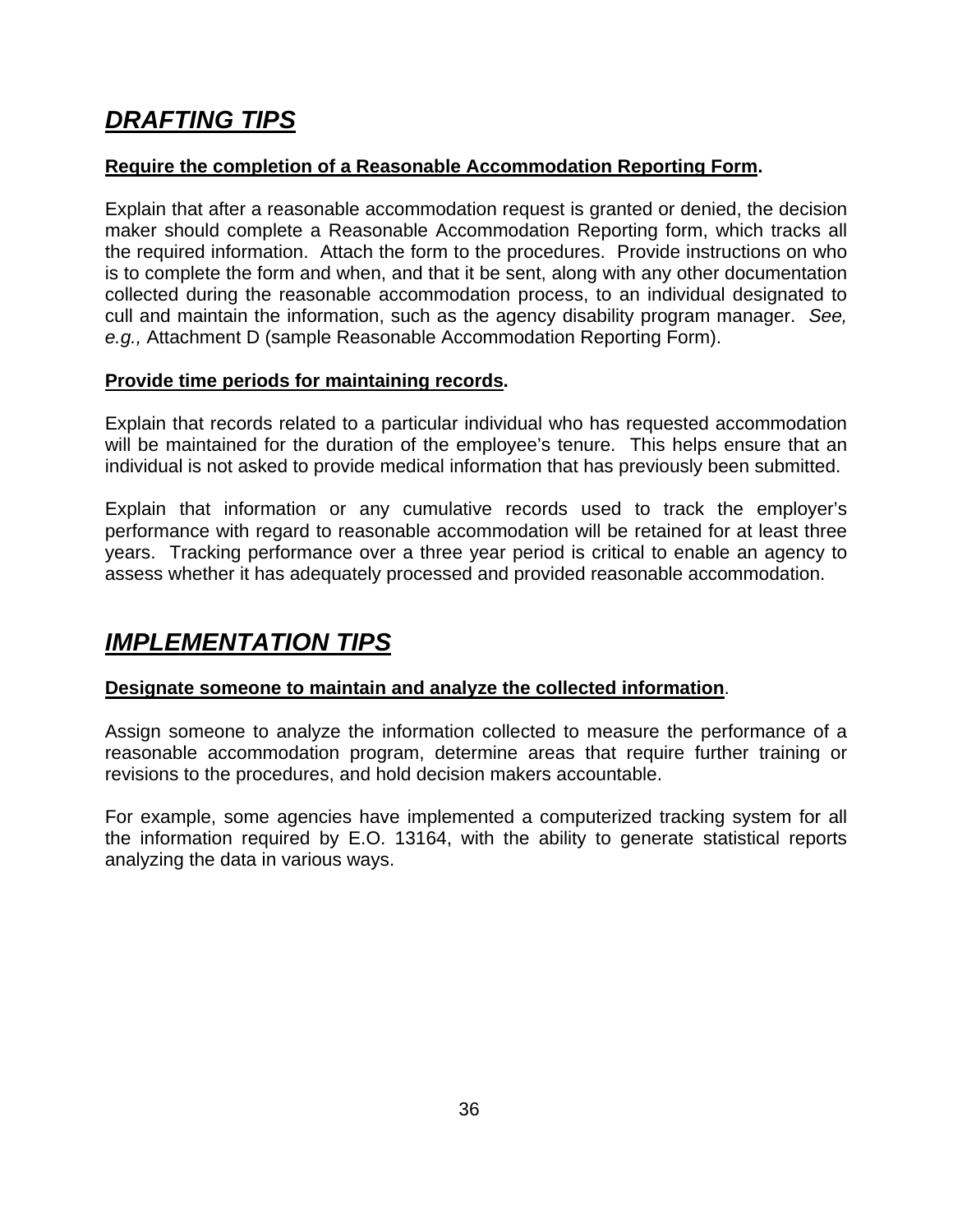## ***DRAFTING TIPS***

**Require the completion of a Reasonable Accommodation Reporting Form.**

Explain that after a reasonable accommodation request is granted or denied, the decision maker should complete a Reasonable Accommodation Reporting form, which tracks all the required information. Attach the form to the procedures. Provide instructions on who is to complete the form and when, and that it be sent, along with any other documentation collected during the reasonable accommodation process, to an individual designated to cull and maintain the information, such as the agency disability program manager. *See, e.g.,* Attachment D (sample Reasonable Accommodation Reporting Form).

**Provide time periods for maintaining records.**

Explain that records related to a particular individual who has requested accommodation will be maintained for the duration of the employee's tenure. This helps ensure that an individual is not asked to provide medical information that has previously been submitted.

Explain that information or any cumulative records used to track the employer's performance with regard to reasonable accommodation will be retained for at least three years. Tracking performance over a three year period is critical to enable an agency to assess whether it has adequately processed and provided reasonable accommodation.

## ***IMPLEMENTATION TIPS***

**Designate someone to maintain and analyze the collected information**.

Assign someone to analyze the information collected to measure the performance of a reasonable accommodation program, determine areas that require further training or revisions to the procedures, and hold decision makers accountable.

For example, some agencies have implemented a computerized tracking system for all the information required by E.O. 13164, with the ability to generate statistical reports analyzing the data in various ways.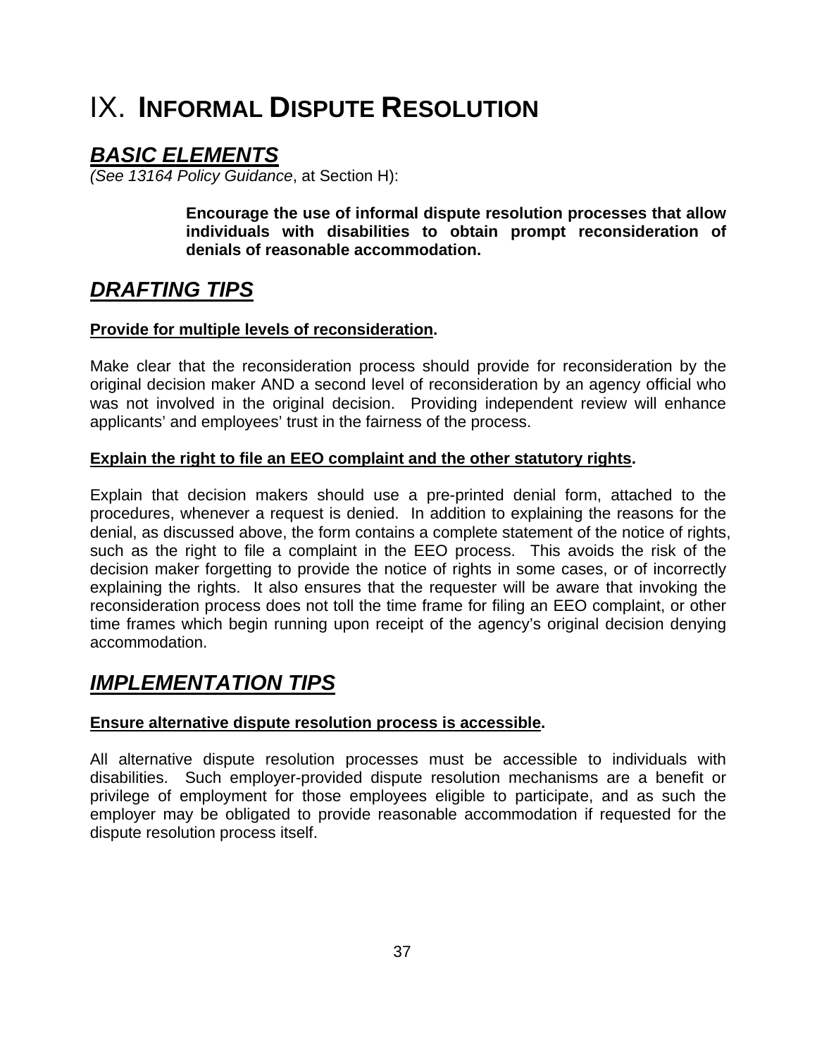# IX. INFORMAL DISPUTE RESOLUTION

## ***BASIC ELEMENTS***

*(See 13164 Policy Guidance*, at Section H):

> **Encourage the use of informal dispute resolution processes that allow individuals with disabilities to obtain prompt reconsideration of denials of reasonable accommodation.**

## ***DRAFTING TIPS***

**Provide for multiple levels of reconsideration.**

Make clear that the reconsideration process should provide for reconsideration by the original decision maker AND a second level of reconsideration by an agency official who was not involved in the original decision. Providing independent review will enhance applicants' and employees' trust in the fairness of the process.

**Explain the right to file an EEO complaint and the other statutory rights.**

Explain that decision makers should use a pre-printed denial form, attached to the procedures, whenever a request is denied. In addition to explaining the reasons for the denial, as discussed above, the form contains a complete statement of the notice of rights, such as the right to file a complaint in the EEO process. This avoids the risk of the decision maker forgetting to provide the notice of rights in some cases, or of incorrectly explaining the rights. It also ensures that the requester will be aware that invoking the reconsideration process does not toll the time frame for filing an EEO complaint, or other time frames which begin running upon receipt of the agency's original decision denying accommodation.

## ***IMPLEMENTATION TIPS***

**Ensure alternative dispute resolution process is accessible.**

All alternative dispute resolution processes must be accessible to individuals with disabilities. Such employer-provided dispute resolution mechanisms are a benefit or privilege of employment for those employees eligible to participate, and as such the employer may be obligated to provide reasonable accommodation if requested for the dispute resolution process itself.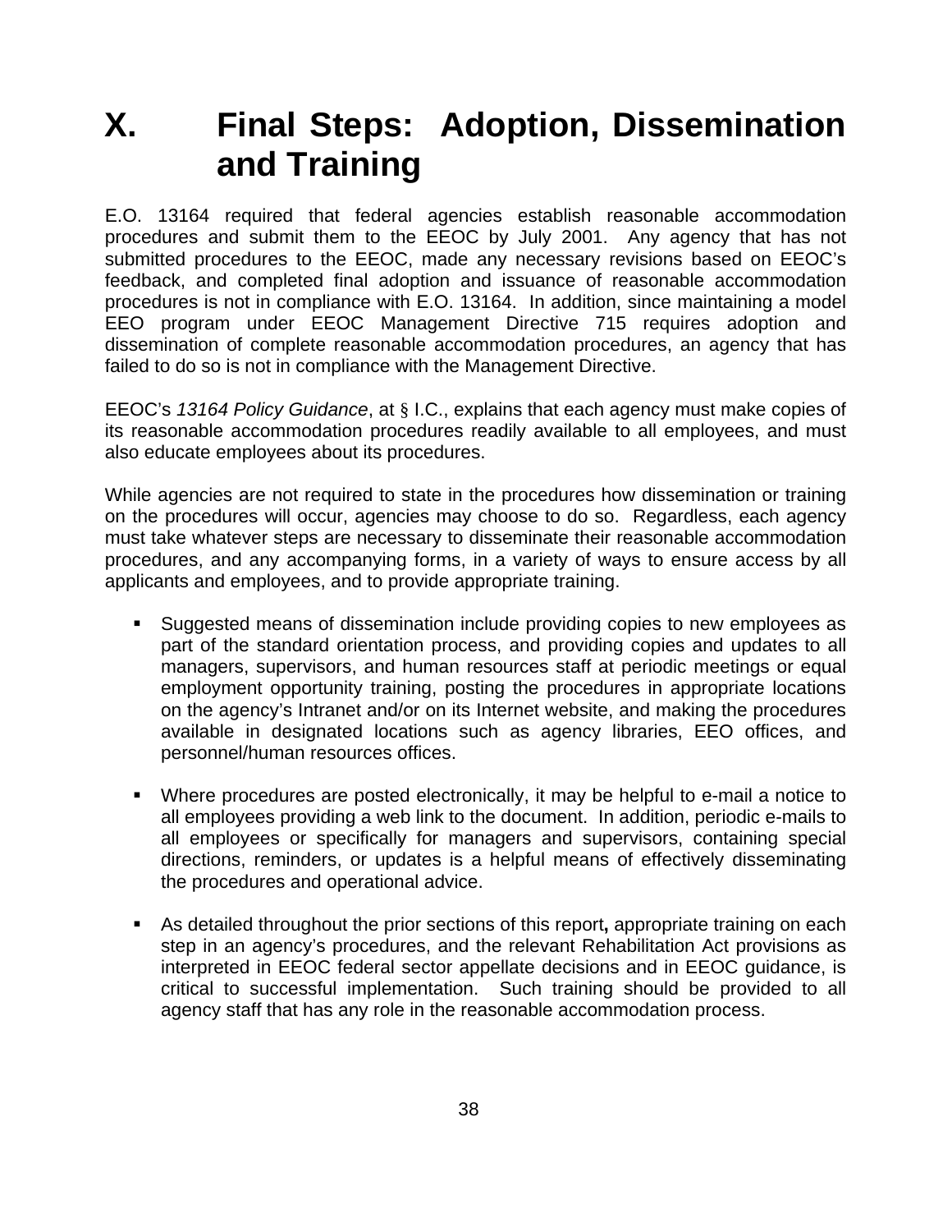# X. Final Steps: Adoption, Dissemination and Training

E.O. 13164 required that federal agencies establish reasonable accommodation procedures and submit them to the EEOC by July 2001. Any agency that has not submitted procedures to the EEOC, made any necessary revisions based on EEOC's feedback, and completed final adoption and issuance of reasonable accommodation procedures is not in compliance with E.O. 13164. In addition, since maintaining a model EEO program under EEOC Management Directive 715 requires adoption and dissemination of complete reasonable accommodation procedures, an agency that has failed to do so is not in compliance with the Management Directive.

EEOC's *13164 Policy Guidance*, at § I.C., explains that each agency must make copies of its reasonable accommodation procedures readily available to all employees, and must also educate employees about its procedures.

While agencies are not required to state in the procedures how dissemination or training on the procedures will occur, agencies may choose to do so. Regardless, each agency must take whatever steps are necessary to disseminate their reasonable accommodation procedures, and any accompanying forms, in a variety of ways to ensure access by all applicants and employees, and to provide appropriate training.

- Suggested means of dissemination include providing copies to new employees as part of the standard orientation process, and providing copies and updates to all managers, supervisors, and human resources staff at periodic meetings or equal employment opportunity training, posting the procedures in appropriate locations on the agency's Intranet and/or on its Internet website, and making the procedures available in designated locations such as agency libraries, EEO offices, and personnel/human resources offices.

- Where procedures are posted electronically, it may be helpful to e-mail a notice to all employees providing a web link to the document. In addition, periodic e-mails to all employees or specifically for managers and supervisors, containing special directions, reminders, or updates is a helpful means of effectively disseminating the procedures and operational advice.

- As detailed throughout the prior sections of this report**,** appropriate training on each step in an agency's procedures, and the relevant Rehabilitation Act provisions as interpreted in EEOC federal sector appellate decisions and in EEOC guidance, is critical to successful implementation. Such training should be provided to all agency staff that has any role in the reasonable accommodation process.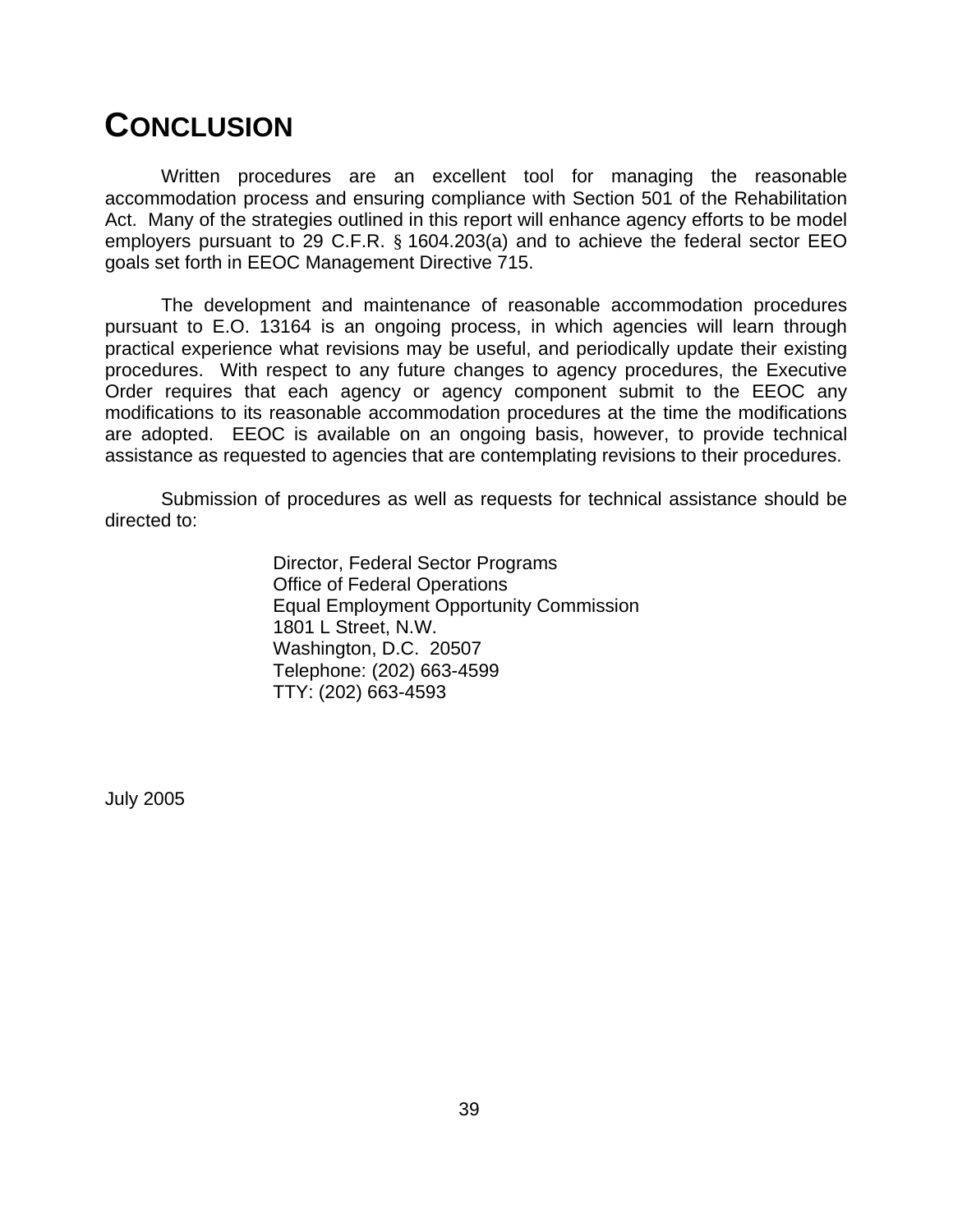# CONCLUSION

Written procedures are an excellent tool for managing the reasonable accommodation process and ensuring compliance with Section 501 of the Rehabilitation Act. Many of the strategies outlined in this report will enhance agency efforts to be model employers pursuant to 29 C.F.R. § 1604.203(a) and to achieve the federal sector EEO goals set forth in EEOC Management Directive 715.

The development and maintenance of reasonable accommodation procedures pursuant to E.O. 13164 is an ongoing process, in which agencies will learn through practical experience what revisions may be useful, and periodically update their existing procedures. With respect to any future changes to agency procedures, the Executive Order requires that each agency or agency component submit to the EEOC any modifications to its reasonable accommodation procedures at the time the modifications are adopted. EEOC is available on an ongoing basis, however, to provide technical assistance as requested to agencies that are contemplating revisions to their procedures.

Submission of procedures as well as requests for technical assistance should be directed to:

> Director, Federal Sector Programs
> Office of Federal Operations
> Equal Employment Opportunity Commission
> 1801 L Street, N.W.
> Washington, D.C. 20507
> Telephone: (202) 663-4599
> TTY: (202) 663-4593

July 2005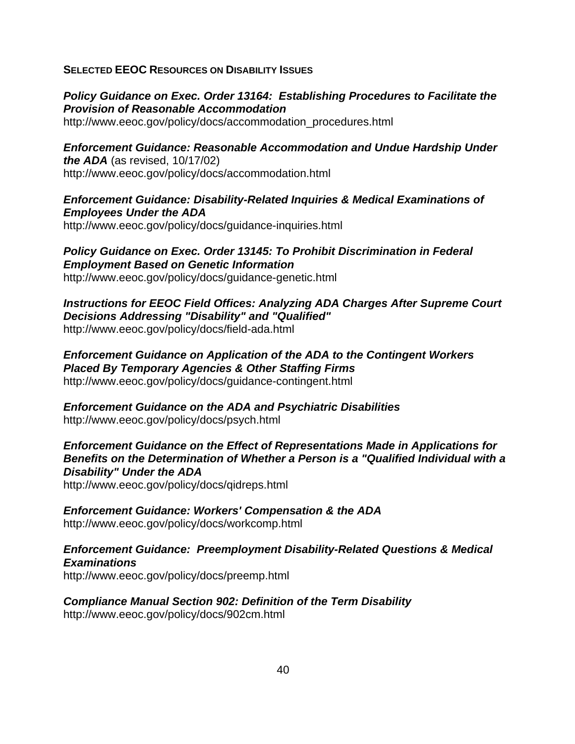## Selected EEOC Resources on Disability Issues

***Policy Guidance on Exec. Order 13164: Establishing Procedures to Facilitate the Provision of Reasonable Accommodation***
http://www.eeoc.gov/policy/docs/accommodation_procedures.html

***Enforcement Guidance: Reasonable Accommodation and Undue Hardship Under the ADA*** (as revised, 10/17/02)
http://www.eeoc.gov/policy/docs/accommodation.html

***Enforcement Guidance: Disability-Related Inquiries & Medical Examinations of Employees Under the ADA***
http://www.eeoc.gov/policy/docs/guidance-inquiries.html

***Policy Guidance on Exec. Order 13145: To Prohibit Discrimination in Federal Employment Based on Genetic Information***
http://www.eeoc.gov/policy/docs/guidance-genetic.html

***Instructions for EEOC Field Offices: Analyzing ADA Charges After Supreme Court Decisions Addressing "Disability" and "Qualified"***
http://www.eeoc.gov/policy/docs/field-ada.html

***Enforcement Guidance on Application of the ADA to the Contingent Workers Placed By Temporary Agencies & Other Staffing Firms***
http://www.eeoc.gov/policy/docs/guidance-contingent.html

***Enforcement Guidance on the ADA and Psychiatric Disabilities***
http://www.eeoc.gov/policy/docs/psych.html

***Enforcement Guidance on the Effect of Representations Made in Applications for Benefits on the Determination of Whether a Person is a "Qualified Individual with a Disability" Under the ADA***
http://www.eeoc.gov/policy/docs/qidreps.html

***Enforcement Guidance: Workers' Compensation & the ADA***
http://www.eeoc.gov/policy/docs/workcomp.html

***Enforcement Guidance: Preemployment Disability-Related Questions & Medical Examinations***
http://www.eeoc.gov/policy/docs/preemp.html

***Compliance Manual Section 902: Definition of the Term Disability***
http://www.eeoc.gov/policy/docs/902cm.html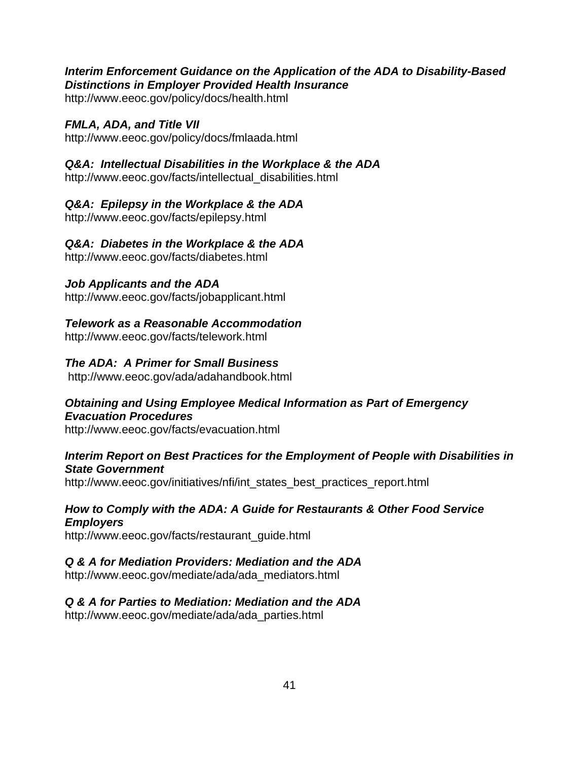***Interim Enforcement Guidance on the Application of the ADA to Disability-Based Distinctions in Employer Provided Health Insurance***
http://www.eeoc.gov/policy/docs/health.html

***FMLA, ADA, and Title VII***
http://www.eeoc.gov/policy/docs/fmlaada.html

***Q&A: Intellectual Disabilities in the Workplace & the ADA***
http://www.eeoc.gov/facts/intellectual_disabilities.html

***Q&A: Epilepsy in the Workplace & the ADA***
http://www.eeoc.gov/facts/epilepsy.html

***Q&A: Diabetes in the Workplace & the ADA***
http://www.eeoc.gov/facts/diabetes.html

***Job Applicants and the ADA***
http://www.eeoc.gov/facts/jobapplicant.html

***Telework as a Reasonable Accommodation***
http://www.eeoc.gov/facts/telework.html

***The ADA: A Primer for Small Business***
http://www.eeoc.gov/ada/adahandbook.html

***Obtaining and Using Employee Medical Information as Part of Emergency Evacuation Procedures***
http://www.eeoc.gov/facts/evacuation.html

***Interim Report on Best Practices for the Employment of People with Disabilities in State Government***
http://www.eeoc.gov/initiatives/nfi/int_states_best_practices_report.html

***How to Comply with the ADA: A Guide for Restaurants & Other Food Service Employers***
http://www.eeoc.gov/facts/restaurant_guide.html

***Q & A for Mediation Providers: Mediation and the ADA***
http://www.eeoc.gov/mediate/ada/ada_mediators.html

***Q & A for Parties to Mediation: Mediation and the ADA***
http://www.eeoc.gov/mediate/ada/ada_parties.html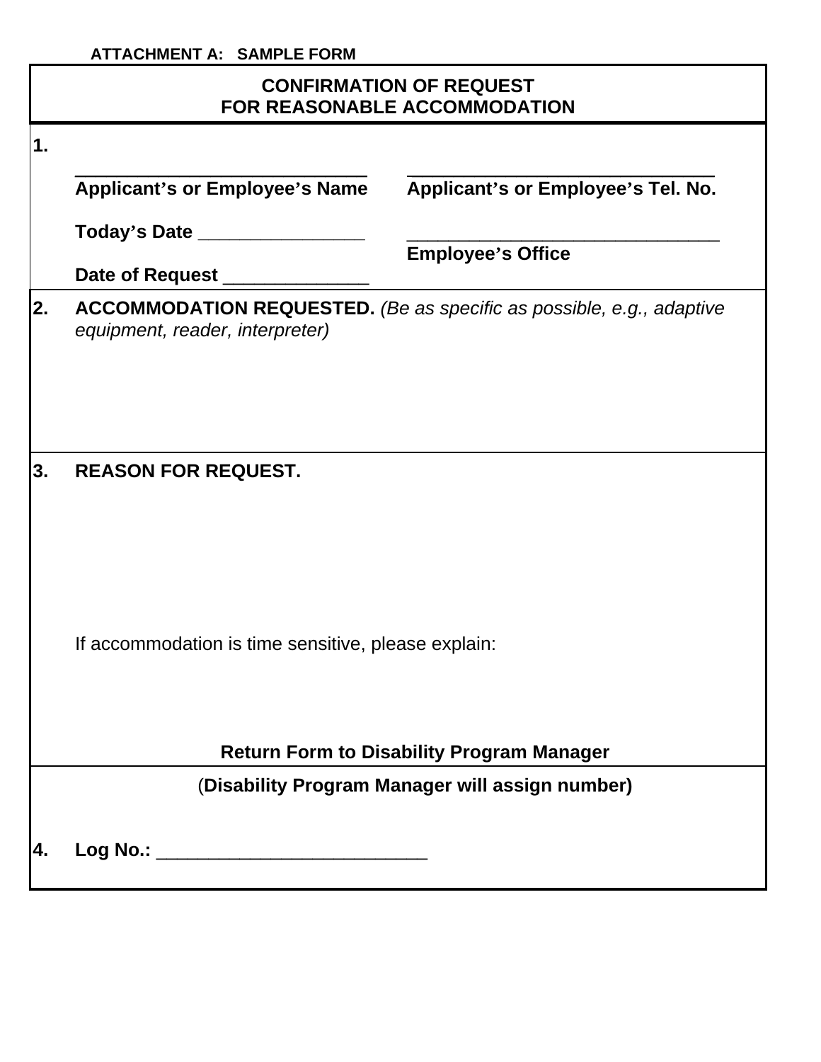ATTACHMENT A: SAMPLE FORM

# CONFIRMATION OF REQUEST FOR REASONABLE ACCOMMODATION

**1.**

_____________________________ **Applicant's or Employee's Name**

_____________________________ **Applicant's or Employee's Tel. No.**

**Today's Date** _______________

_____________________________ **Employee's Office**

**Date of Request** _____________

**2. ACCOMMODATION REQUESTED.** *(Be as specific as possible, e.g., adaptive equipment, reader, interpreter)*

**3. REASON FOR REQUEST.**

If accommodation is time sensitive, please explain:

**Return Form to Disability Program Manager**

(**Disability Program Manager will assign number)**

**4. Log No.:** __________________________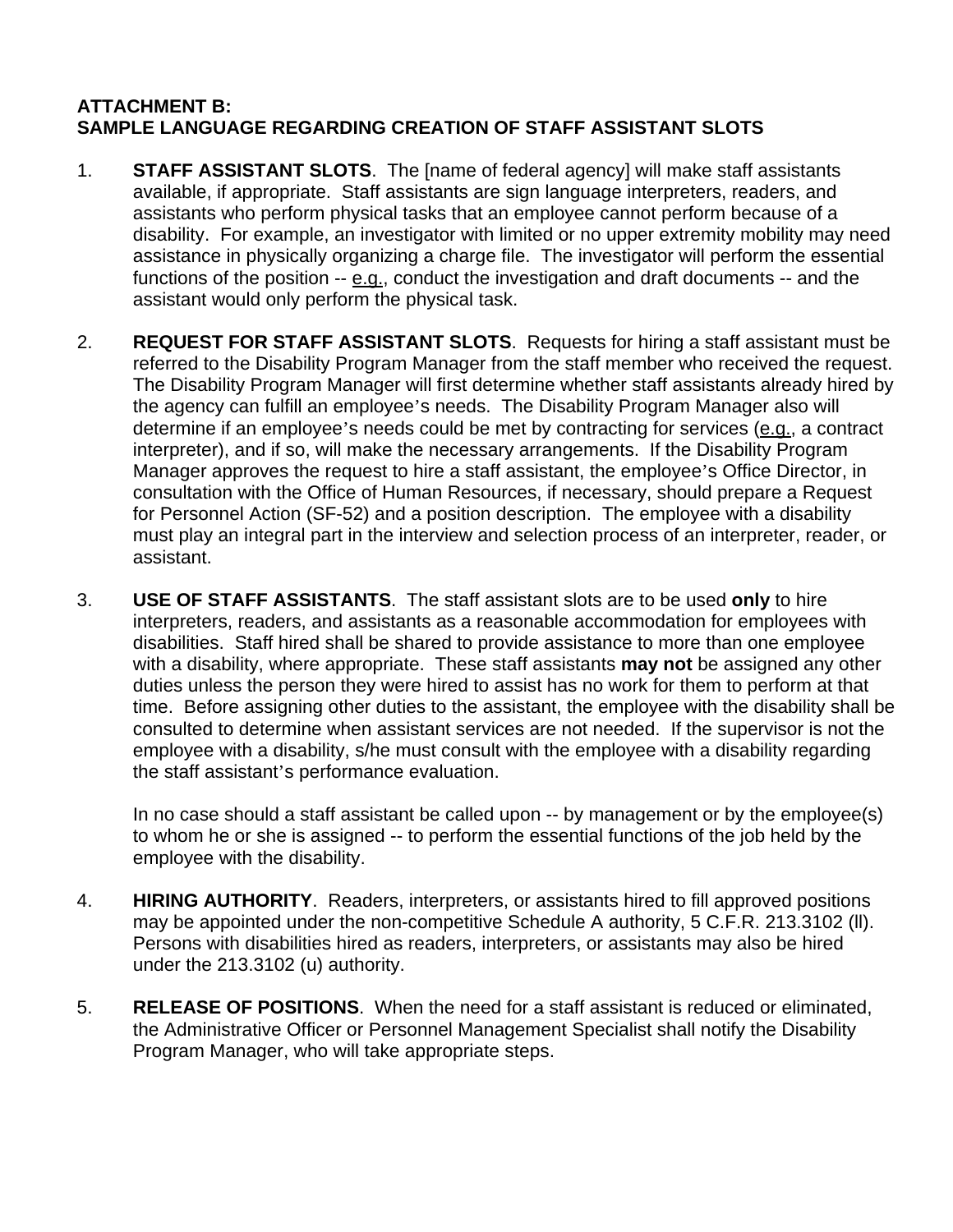**ATTACHMENT B:**
**SAMPLE LANGUAGE REGARDING CREATION OF STAFF ASSISTANT SLOTS**

1. **STAFF ASSISTANT SLOTS**. The [name of federal agency] will make staff assistants available, if appropriate. Staff assistants are sign language interpreters, readers, and assistants who perform physical tasks that an employee cannot perform because of a disability. For example, an investigator with limited or no upper extremity mobility may need assistance in physically organizing a charge file. The investigator will perform the essential functions of the position -- e.g., conduct the investigation and draft documents -- and the assistant would only perform the physical task.

2. **REQUEST FOR STAFF ASSISTANT SLOTS**. Requests for hiring a staff assistant must be referred to the Disability Program Manager from the staff member who received the request. The Disability Program Manager will first determine whether staff assistants already hired by the agency can fulfill an employee's needs. The Disability Program Manager also will determine if an employee's needs could be met by contracting for services (e.g., a contract interpreter), and if so, will make the necessary arrangements. If the Disability Program Manager approves the request to hire a staff assistant, the employee's Office Director, in consultation with the Office of Human Resources, if necessary, should prepare a Request for Personnel Action (SF-52) and a position description. The employee with a disability must play an integral part in the interview and selection process of an interpreter, reader, or assistant.

3. **USE OF STAFF ASSISTANTS**. The staff assistant slots are to be used **only** to hire interpreters, readers, and assistants as a reasonable accommodation for employees with disabilities. Staff hired shall be shared to provide assistance to more than one employee with a disability, where appropriate. These staff assistants **may not** be assigned any other duties unless the person they were hired to assist has no work for them to perform at that time. Before assigning other duties to the assistant, the employee with the disability shall be consulted to determine when assistant services are not needed. If the supervisor is not the employee with a disability, s/he must consult with the employee with a disability regarding the staff assistant's performance evaluation.

   In no case should a staff assistant be called upon -- by management or by the employee(s) to whom he or she is assigned -- to perform the essential functions of the job held by the employee with the disability.

4. **HIRING AUTHORITY**. Readers, interpreters, or assistants hired to fill approved positions may be appointed under the non-competitive Schedule A authority, 5 C.F.R. 213.3102 (ll). Persons with disabilities hired as readers, interpreters, or assistants may also be hired under the 213.3102 (u) authority.

5. **RELEASE OF POSITIONS**. When the need for a staff assistant is reduced or eliminated, the Administrative Officer or Personnel Management Specialist shall notify the Disability Program Manager, who will take appropriate steps.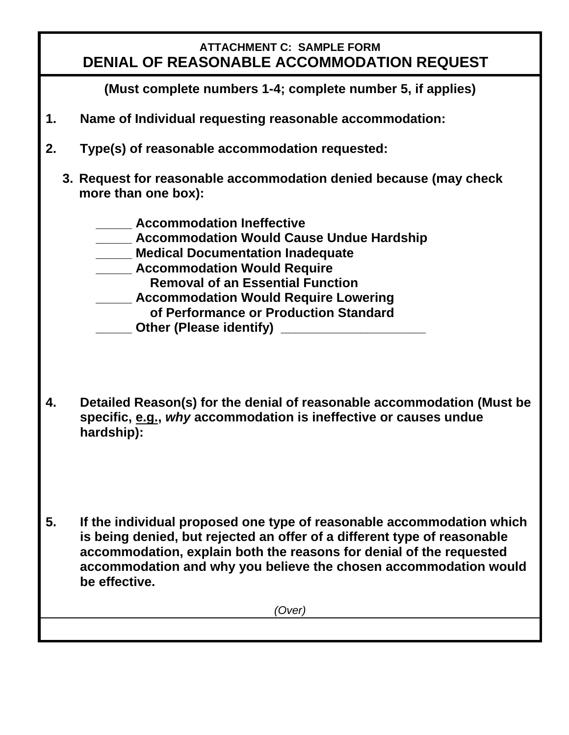**ATTACHMENT C: SAMPLE FORM**

# DENIAL OF REASONABLE ACCOMMODATION REQUEST

**(Must complete numbers 1-4; complete number 5, if applies)**

**1. Name of Individual requesting reasonable accommodation:**

**2. Type(s) of reasonable accommodation requested:**

**3. Request for reasonable accommodation denied because (may check more than one box):**

**_____ Accommodation Ineffective**
**_____ Accommodation Would Cause Undue Hardship**
**_____ Medical Documentation Inadequate**
**_____ Accommodation Would Require Removal of an Essential Function**
**_____ Accommodation Would Require Lowering of Performance or Production Standard**
**_____ Other (Please identify) ____________________**

**4. Detailed Reason(s) for the denial of reasonable accommodation (Must be specific, e.g., *why* accommodation is ineffective or causes undue hardship):**

**5. If the individual proposed one type of reasonable accommodation which is being denied, but rejected an offer of a different type of reasonable accommodation, explain both the reasons for denial of the requested accommodation and why you believe the chosen accommodation would be effective.**

*(Over)*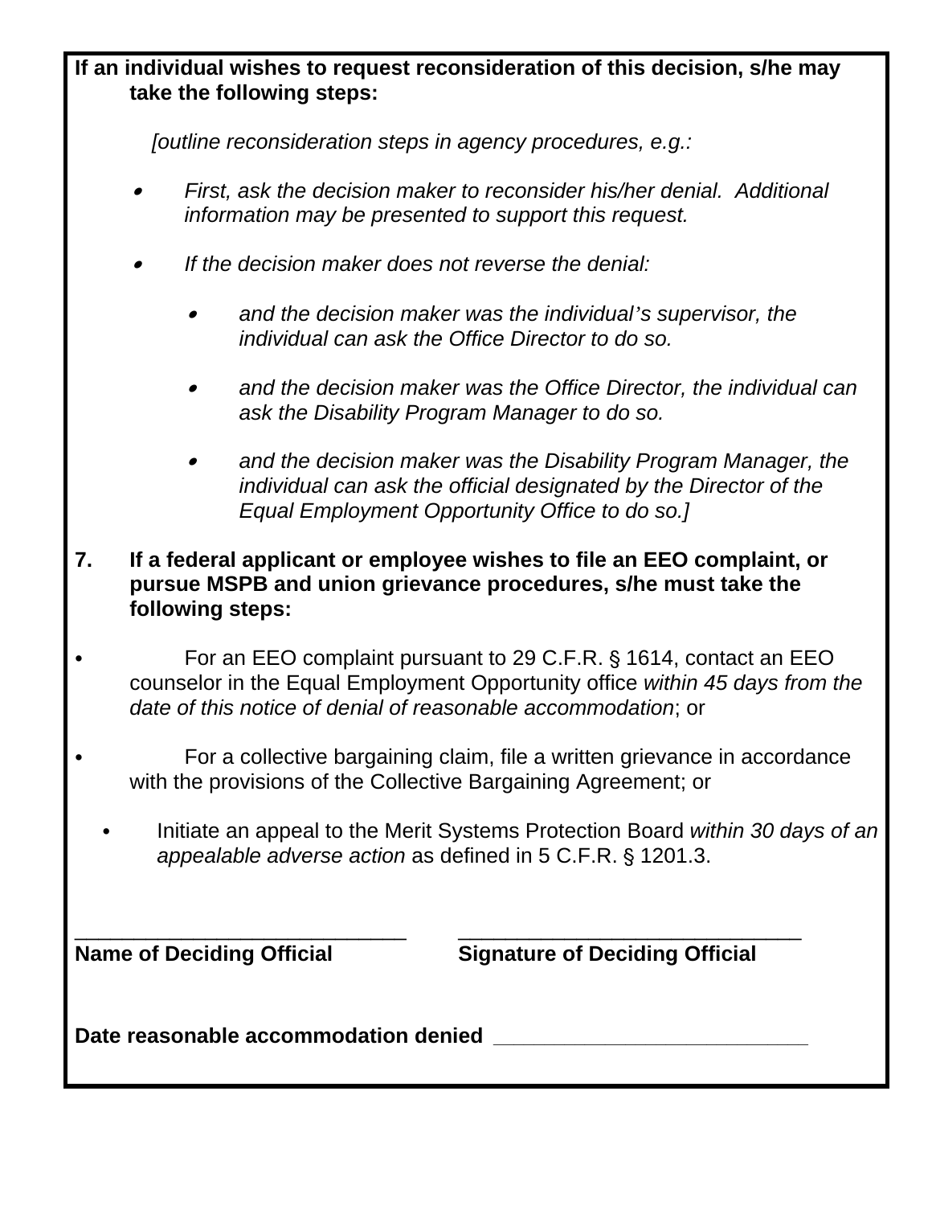**If an individual wishes to request reconsideration of this decision, s/he may take the following steps:**

*[outline reconsideration steps in agency procedures, e.g.:*

- *First, ask the decision maker to reconsider his/her denial. Additional information may be presented to support this request.*
- *If the decision maker does not reverse the denial:*
  - *and the decision maker was the individual's supervisor, the individual can ask the Office Director to do so.*
  - *and the decision maker was the Office Director, the individual can ask the Disability Program Manager to do so.*
  - *and the decision maker was the Disability Program Manager, the individual can ask the official designated by the Director of the Equal Employment Opportunity Office to do so.]*

**7. If a federal applicant or employee wishes to file an EEO complaint, or pursue MSPB and union grievance procedures, s/he must take the following steps:**

- For an EEO complaint pursuant to 29 C.F.R. § 1614, contact an EEO counselor in the Equal Employment Opportunity office *within 45 days from the date of this notice of denial of reasonable accommodation*; or
- For a collective bargaining claim, file a written grievance in accordance with the provisions of the Collective Bargaining Agreement; or
- Initiate an appeal to the Merit Systems Protection Board *within 30 days of an appealable adverse action* as defined in 5 C.F.R. § 1201.3.

_____________________________ _______________________________

**Name of Deciding Official** **Signature of Deciding Official**

**Date reasonable accommodation denied** ___________________________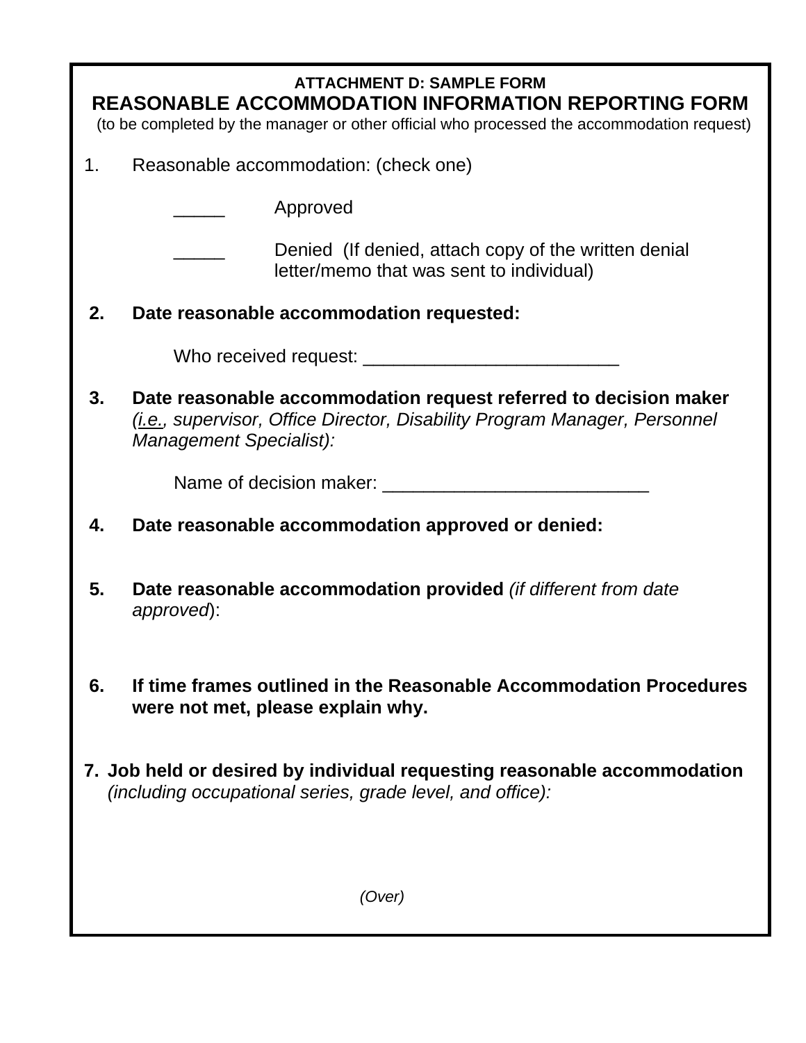**ATTACHMENT D: SAMPLE FORM**

# REASONABLE ACCOMMODATION INFORMATION REPORTING FORM

(to be completed by the manager or other official who processed the accommodation request)

1. Reasonable accommodation: (check one)

   _____ Approved

   _____ Denied (If denied, attach copy of the written denial letter/memo that was sent to individual)

2. **Date reasonable accommodation requested:**

   Who received request: _________________________

3. **Date reasonable accommodation request referred to decision maker** *(i.e., supervisor, Office Director, Disability Program Manager, Personnel Management Specialist):*

   Name of decision maker: __________________________

4. **Date reasonable accommodation approved or denied:**

5. **Date reasonable accommodation provided** *(if different from date approved)*:

6. **If time frames outlined in the Reasonable Accommodation Procedures were not met, please explain why.**

7. **Job held or desired by individual requesting reasonable accommodation** *(including occupational series, grade level, and office):*

*(Over)*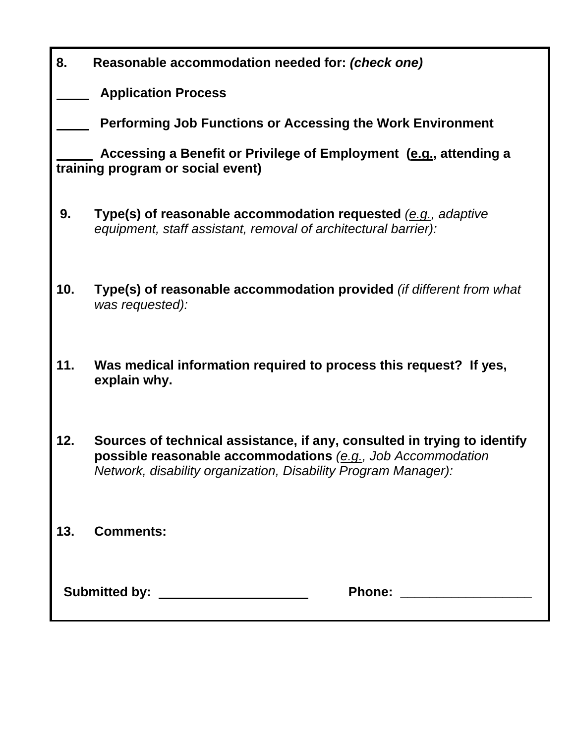**8. Reasonable accommodation needed for:** ***(check one)***

_____ **Application Process**

_____ **Performing Job Functions or Accessing the Work Environment**

_____ **Accessing a Benefit or Privilege of Employment (e.g., attending a training program or social event)**

**9. Type(s) of reasonable accommodation requested** *(e.g., adaptive equipment, staff assistant, removal of architectural barrier):*

**10. Type(s) of reasonable accommodation provided** *(if different from what was requested):*

**11. Was medical information required to process this request? If yes, explain why.**

**12. Sources of technical assistance, if any, consulted in trying to identify possible reasonable accommodations** *(e.g., Job Accommodation Network, disability organization, Disability Program Manager):*

**13. Comments:**

**Submitted by:** ____________________ **Phone:** ____________________